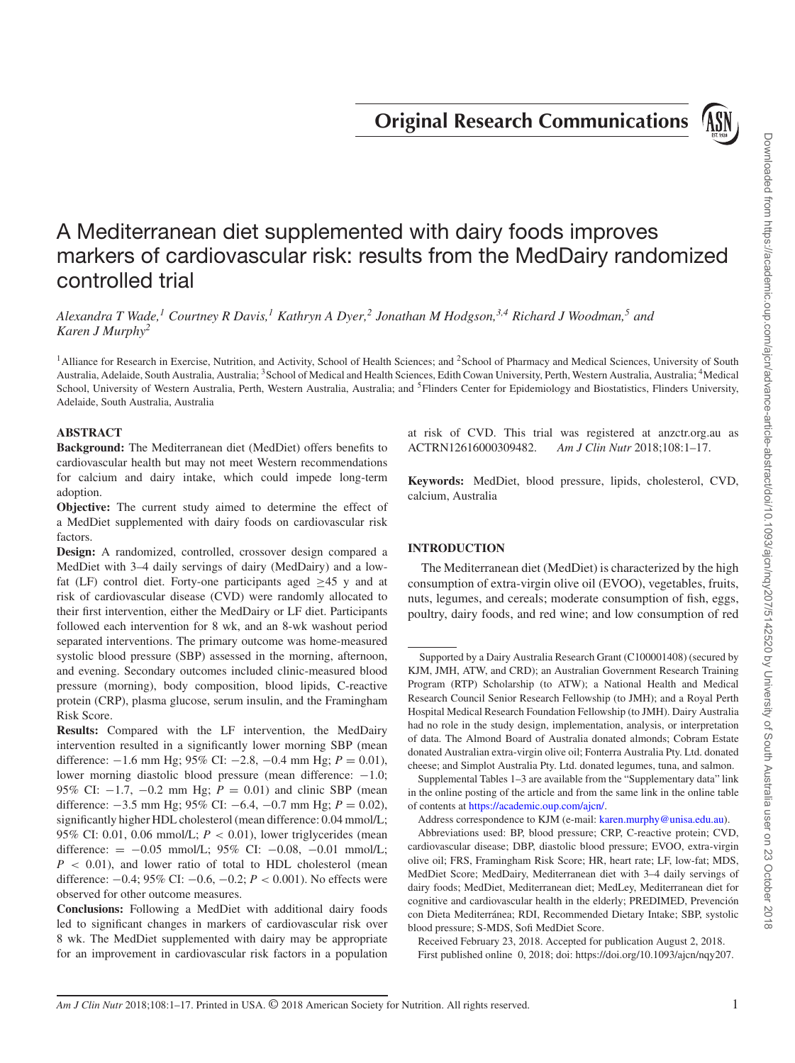Original Research Communications

# A Mediterranean diet supplemented with dairy foods improves markers of cardiovascular risk: results from the MedDairy randomized controlled trial

*Alexandra T Wade,[1] Courtney R Davis,[1] Kathryn A Dyer,[2] Jonathan M Hodgson,[3,4] Richard J Woodman,[5] and Karen J Murphy[2]*

[1]Alliance for Research in Exercise, Nutrition, and Activity, School of Health Sciences; and [2]School of Pharmacy and Medical Sciences, University of South Australia, Adelaide, South Australia, Australia; [3]School of Medical and Health Sciences, Edith Cowan University, Perth, Western Australia, Australia; [4]Medical School, University of Western Australia, Perth, Western Australia, Australia; and [5]Flinders Center for Epidemiology and Biostatistics, Flinders University, Adelaide, South Australia, Australia

## ABSTRACT

**Background:** The Mediterranean diet (MedDiet) offers benefits to cardiovascular health but may not meet Western recommendations for calcium and dairy intake, which could impede long-term adoption.

**Objective:** The current study aimed to determine the effect of a MedDiet supplemented with dairy foods on cardiovascular risk factors.

**Design:** A randomized, controlled, crossover design compared a MedDiet with 3–4 daily servings of dairy (MedDairy) and a low-fat (LF) control diet. Forty-one participants aged ≥45 y and at risk of cardiovascular disease (CVD) were randomly allocated to their first intervention, either the MedDairy or LF diet. Participants followed each intervention for 8 wk, and an 8-wk washout period separated interventions. The primary outcome was home-measured systolic blood pressure (SBP) assessed in the morning, afternoon, and evening. Secondary outcomes included clinic-measured blood pressure (morning), body composition, blood lipids, C-reactive protein (CRP), plasma glucose, serum insulin, and the Framingham Risk Score.

**Results:** Compared with the LF intervention, the MedDairy intervention resulted in a significantly lower morning SBP (mean difference: −1.6 mm Hg; 95% CI: −2.8, −0.4 mm Hg; $P = 0.01$), lower morning diastolic blood pressure (mean difference: −1.0; 95% CI: −1.7, −0.2 mm Hg; $P = 0.01$) and clinic SBP (mean difference: −3.5 mm Hg; 95% CI: −6.4, −0.7 mm Hg; $P = 0.02$), significantly higher HDL cholesterol (mean difference: 0.04 mmol/L; 95% CI: 0.01, 0.06 mmol/L; $P < 0.01$), lower triglycerides (mean difference: = −0.05 mmol/L; 95% CI: −0.08, −0.01 mmol/L; $P < 0.01$), and lower ratio of total to HDL cholesterol (mean difference: −0.4; 95% CI: −0.6, −0.2; $P < 0.001$). No effects were observed for other outcome measures.

**Conclusions:** Following a MedDiet with additional dairy foods led to significant changes in markers of cardiovascular risk over 8 wk. The MedDiet supplemented with dairy may be appropriate for an improvement in cardiovascular risk factors in a population at risk of CVD. This trial was registered at anzctr.org.au as ACTRN12616000309482. *Am J Clin Nutr* 2018;108:1–17.

**Keywords:** MedDiet, blood pressure, lipids, cholesterol, CVD, calcium, Australia

## INTRODUCTION

The Mediterranean diet (MedDiet) is characterized by the high consumption of extra-virgin olive oil (EVOO), vegetables, fruits, nuts, legumes, and cereals; moderate consumption of fish, eggs, poultry, dairy foods, and red wine; and low consumption of red

---

Supported by a Dairy Australia Research Grant (C100001408) (secured by KJM, JMH, ATW, and CRD); an Australian Government Research Training Program (RTP) Scholarship (to ATW); a National Health and Medical Research Council Senior Research Fellowship (to JMH); and a Royal Perth Hospital Medical Research Foundation Fellowship (to JMH). Dairy Australia had no role in the study design, implementation, analysis, or interpretation of data. The Almond Board of Australia donated almonds; Cobram Estate donated Australian extra-virgin olive oil; Fonterra Australia Pty. Ltd. donated cheese; and Simplot Australia Pty. Ltd. donated legumes, tuna, and salmon.

Supplemental Tables 1–3 are available from the "Supplementary data" link in the online posting of the article and from the same link in the online table of contents at https://academic.oup.com/ajcn/.

Address correspondence to KJM (e-mail: karen.murphy@unisa.edu.au).

Abbreviations used: BP, blood pressure; CRP, C-reactive protein; CVD, cardiovascular disease; DBP, diastolic blood pressure; EVOO, extra-virgin olive oil; FRS, Framingham Risk Score; HR, heart rate; LF, low-fat; MDS, MedDiet Score; MedDairy, Mediterranean diet with 3–4 daily servings of dairy foods; MedDiet, Mediterranean diet; MedLey, Mediterranean diet for cognitive and cardiovascular health in the elderly; PREDIMED, Prevención con Dieta Mediterránea; RDI, Recommended Dietary Intake; SBP, systolic blood pressure; S-MDS, Sofi MedDiet Score.

Received February 23, 2018. Accepted for publication August 2, 2018.

First published online 0, 2018; doi: https://doi.org/10.1093/ajcn/nqy207.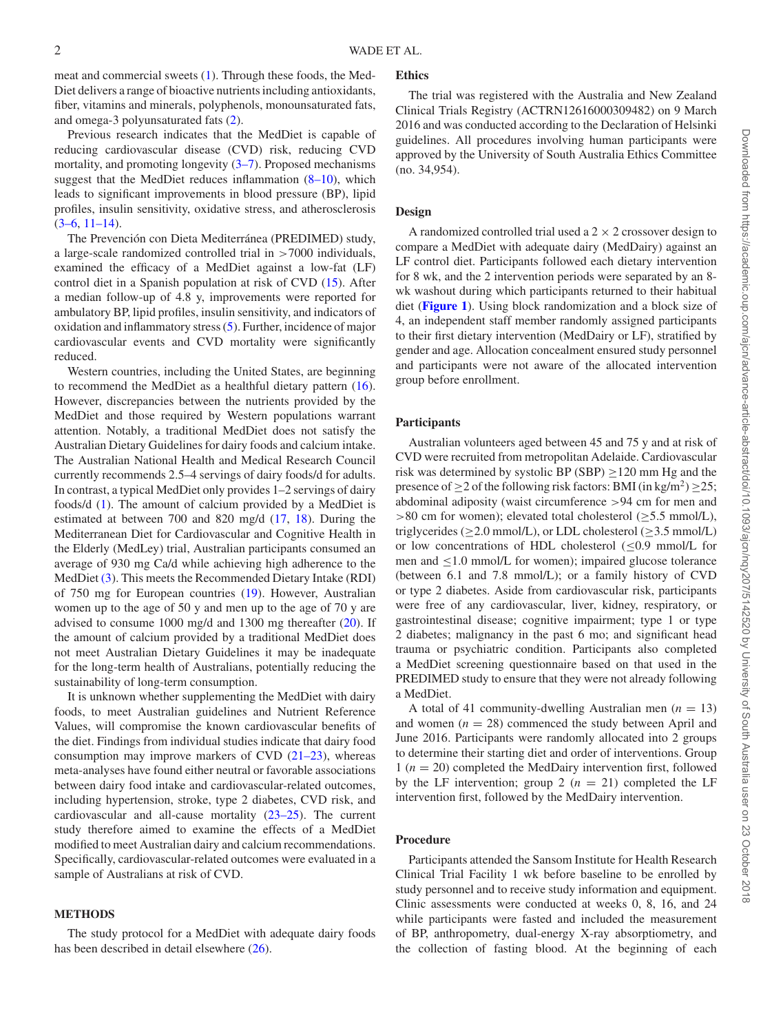meat and commercial sweets (1). Through these foods, the MedDiet delivers a range of bioactive nutrients including antioxidants, fiber, vitamins and minerals, polyphenols, monounsaturated fats, and omega-3 polyunsaturated fats (2).

Previous research indicates that the MedDiet is capable of reducing cardiovascular disease (CVD) risk, reducing CVD mortality, and promoting longevity (3–7). Proposed mechanisms suggest that the MedDiet reduces inflammation (8–10), which leads to significant improvements in blood pressure (BP), lipid profiles, insulin sensitivity, oxidative stress, and atherosclerosis (3–6, 11–14).

The Prevención con Dieta Mediterránea (PREDIMED) study, a large-scale randomized controlled trial in >7000 individuals, examined the efficacy of a MedDiet against a low-fat (LF) control diet in a Spanish population at risk of CVD (15). After a median follow-up of 4.8 y, improvements were reported for ambulatory BP, lipid profiles, insulin sensitivity, and indicators of oxidation and inflammatory stress (5). Further, incidence of major cardiovascular events and CVD mortality were significantly reduced.

Western countries, including the United States, are beginning to recommend the MedDiet as a healthful dietary pattern (16). However, discrepancies between the nutrients provided by the MedDiet and those required by Western populations warrant attention. Notably, a traditional MedDiet does not satisfy the Australian Dietary Guidelines for dairy foods and calcium intake. The Australian National Health and Medical Research Council currently recommends 2.5–4 servings of dairy foods/d for adults. In contrast, a typical MedDiet only provides 1–2 servings of dairy foods/d (1). The amount of calcium provided by a MedDiet is estimated at between 700 and 820 mg/d (17, 18). During the Mediterranean Diet for Cardiovascular and Cognitive Health in the Elderly (MedLey) trial, Australian participants consumed an average of 930 mg Ca/d while achieving high adherence to the MedDiet (3). This meets the Recommended Dietary Intake (RDI) of 750 mg for European countries (19). However, Australian women up to the age of 50 y and men up to the age of 70 y are advised to consume 1000 mg/d and 1300 mg thereafter (20). If the amount of calcium provided by a traditional MedDiet does not meet Australian Dietary Guidelines it may be inadequate for the long-term health of Australians, potentially reducing the sustainability of long-term consumption.

It is unknown whether supplementing the MedDiet with dairy foods, to meet Australian guidelines and Nutrient Reference Values, will compromise the known cardiovascular benefits of the diet. Findings from individual studies indicate that dairy food consumption may improve markers of CVD (21–23), whereas meta-analyses have found either neutral or favorable associations between dairy food intake and cardiovascular-related outcomes, including hypertension, stroke, type 2 diabetes, CVD risk, and cardiovascular and all-cause mortality (23–25). The current study therefore aimed to examine the effects of a MedDiet modified to meet Australian dairy and calcium recommendations. Specifically, cardiovascular-related outcomes were evaluated in a sample of Australians at risk of CVD.

## METHODS

The study protocol for a MedDiet with adequate dairy foods has been described in detail elsewhere (26).

### Ethics

The trial was registered with the Australia and New Zealand Clinical Trials Registry (ACTRN12616000309482) on 9 March 2016 and was conducted according to the Declaration of Helsinki guidelines. All procedures involving human participants were approved by the University of South Australia Ethics Committee (no. 34,954).

### Design

A randomized controlled trial used a 2 × 2 crossover design to compare a MedDiet with adequate dairy (MedDairy) against an LF control diet. Participants followed each dietary intervention for 8 wk, and the 2 intervention periods were separated by an 8-wk washout during which participants returned to their habitual diet (**Figure 1**). Using block randomization and a block size of 4, an independent staff member randomly assigned participants to their first dietary intervention (MedDairy or LF), stratified by gender and age. Allocation concealment ensured study personnel and participants were not aware of the allocated intervention group before enrollment.

### Participants

Australian volunteers aged between 45 and 75 y and at risk of CVD were recruited from metropolitan Adelaide. Cardiovascular risk was determined by systolic BP (SBP) ≥120 mm Hg and the presence of ≥2 of the following risk factors: BMI (in kg/m$^2$) ≥25; abdominal adiposity (waist circumference >94 cm for men and >80 cm for women); elevated total cholesterol (≥5.5 mmol/L), triglycerides (≥2.0 mmol/L), or LDL cholesterol (≥3.5 mmol/L) or low concentrations of HDL cholesterol (≤0.9 mmol/L for men and ≤1.0 mmol/L for women); impaired glucose tolerance (between 6.1 and 7.8 mmol/L); or a family history of CVD or type 2 diabetes. Aside from cardiovascular risk, participants were free of any cardiovascular, liver, kidney, respiratory, or gastrointestinal disease; cognitive impairment; type 1 or type 2 diabetes; malignancy in the past 6 mo; and significant head trauma or psychiatric condition. Participants also completed a MedDiet screening questionnaire based on that used in the PREDIMED study to ensure that they were not already following a MedDiet.

A total of 41 community-dwelling Australian men ($n$ = 13) and women ($n$ = 28) commenced the study between April and June 2016. Participants were randomly allocated into 2 groups to determine their starting diet and order of interventions. Group 1 ($n$ = 20) completed the MedDairy intervention first, followed by the LF intervention; group 2 ($n$ = 21) completed the LF intervention first, followed by the MedDairy intervention.

### Procedure

Participants attended the Sansom Institute for Health Research Clinical Trial Facility 1 wk before baseline to be enrolled by study personnel and to receive study information and equipment. Clinic assessments were conducted at weeks 0, 8, 16, and 24 while participants were fasted and included the measurement of BP, anthropometry, dual-energy X-ray absorptiometry, and the collection of fasting blood. At the beginning of each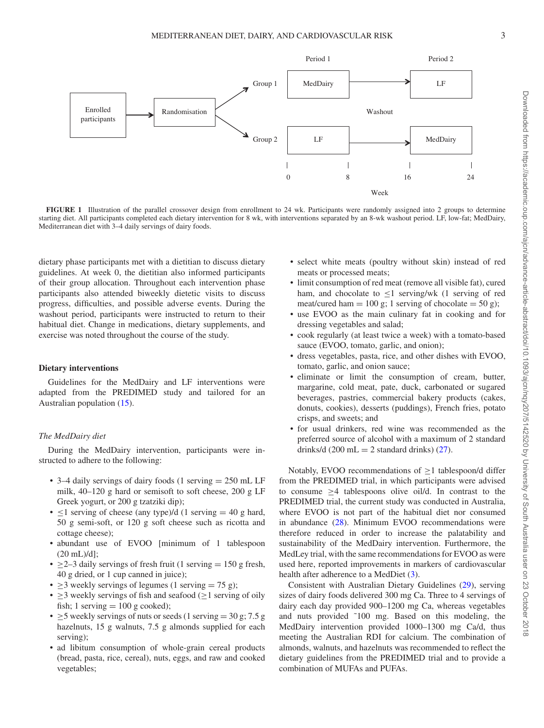FIGURE 1 Illustration of the parallel crossover design from enrollment to 24 wk. Participants were randomly assigned into 2 groups to determine starting diet. All participants completed each dietary intervention for 8 wk, with interventions separated by an 8-wk washout period. LF, low-fat; MedDairy, Mediterranean diet with 3–4 daily servings of dairy foods.

dietary phase participants met with a dietitian to discuss dietary guidelines. At week 0, the dietitian also informed participants of their group allocation. Throughout each intervention phase participants also attended biweekly dietetic visits to discuss progress, difficulties, and possible adverse events. During the washout period, participants were instructed to return to their habitual diet. Change in medications, dietary supplements, and exercise was noted throughout the course of the study.

### Dietary interventions

Guidelines for the MedDairy and LF interventions were adapted from the PREDIMED study and tailored for an Australian population (15).

#### *The MedDairy diet*

During the MedDairy intervention, participants were instructed to adhere to the following:

- 3–4 daily servings of dairy foods (1 serving = 250 mL LF milk, 40–120 g hard or semisoft to soft cheese, 200 g LF Greek yogurt, or 200 g tzatziki dip);
- ≤1 serving of cheese (any type)/d (1 serving = 40 g hard, 50 g semi-soft, or 120 g soft cheese such as ricotta and cottage cheese);
- abundant use of EVOO [minimum of 1 tablespoon (20 mL)/d];
- ≥2–3 daily servings of fresh fruit (1 serving = 150 g fresh, 40 g dried, or 1 cup canned in juice);
- ≥3 weekly servings of legumes (1 serving = 75 g);
- ≥3 weekly servings of fish and seafood (≥1 serving of oily fish; 1 serving = 100 g cooked);
- ≥5 weekly servings of nuts or seeds (1 serving = 30 g; 7.5 g hazelnuts, 15 g walnuts, 7.5 g almonds supplied for each serving);
- ad libitum consumption of whole-grain cereal products (bread, pasta, rice, cereal), nuts, eggs, and raw and cooked vegetables;
- select white meats (poultry without skin) instead of red meats or processed meats;
- limit consumption of red meat (remove all visible fat), cured ham, and chocolate to ≤1 serving/wk (1 serving of red meat/cured ham = 100 g; 1 serving of chocolate = 50 g);
- use EVOO as the main culinary fat in cooking and for dressing vegetables and salad;
- cook regularly (at least twice a week) with a tomato-based sauce (EVOO, tomato, garlic, and onion);
- dress vegetables, pasta, rice, and other dishes with EVOO, tomato, garlic, and onion sauce;
- eliminate or limit the consumption of cream, butter, margarine, cold meat, pate, duck, carbonated or sugared beverages, pastries, commercial bakery products (cakes, donuts, cookies), desserts (puddings), French fries, potato crisps, and sweets; and
- for usual drinkers, red wine was recommended as the preferred source of alcohol with a maximum of 2 standard drinks/d (200 mL = 2 standard drinks) (27).

Notably, EVOO recommendations of ≥1 tablespoon/d differ from the PREDIMED trial, in which participants were advised to consume ≥4 tablespoons olive oil/d. In contrast to the PREDIMED trial, the current study was conducted in Australia, where EVOO is not part of the habitual diet nor consumed in abundance (28). Minimum EVOO recommendations were therefore reduced in order to increase the palatability and sustainability of the MedDairy intervention. Furthermore, the MedLey trial, with the same recommendations for EVOO as were used here, reported improvements in markers of cardiovascular health after adherence to a MedDiet (3).

Consistent with Australian Dietary Guidelines (29), serving sizes of dairy foods delivered 300 mg Ca. Three to 4 servings of dairy each day provided 900–1200 mg Ca, whereas vegetables and nuts provided ~100 mg. Based on this modeling, the MedDairy intervention provided 1000–1300 mg Ca/d, thus meeting the Australian RDI for calcium. The combination of almonds, walnuts, and hazelnuts was recommended to reflect the dietary guidelines from the PREDIMED trial and to provide a combination of MUFAs and PUFAs.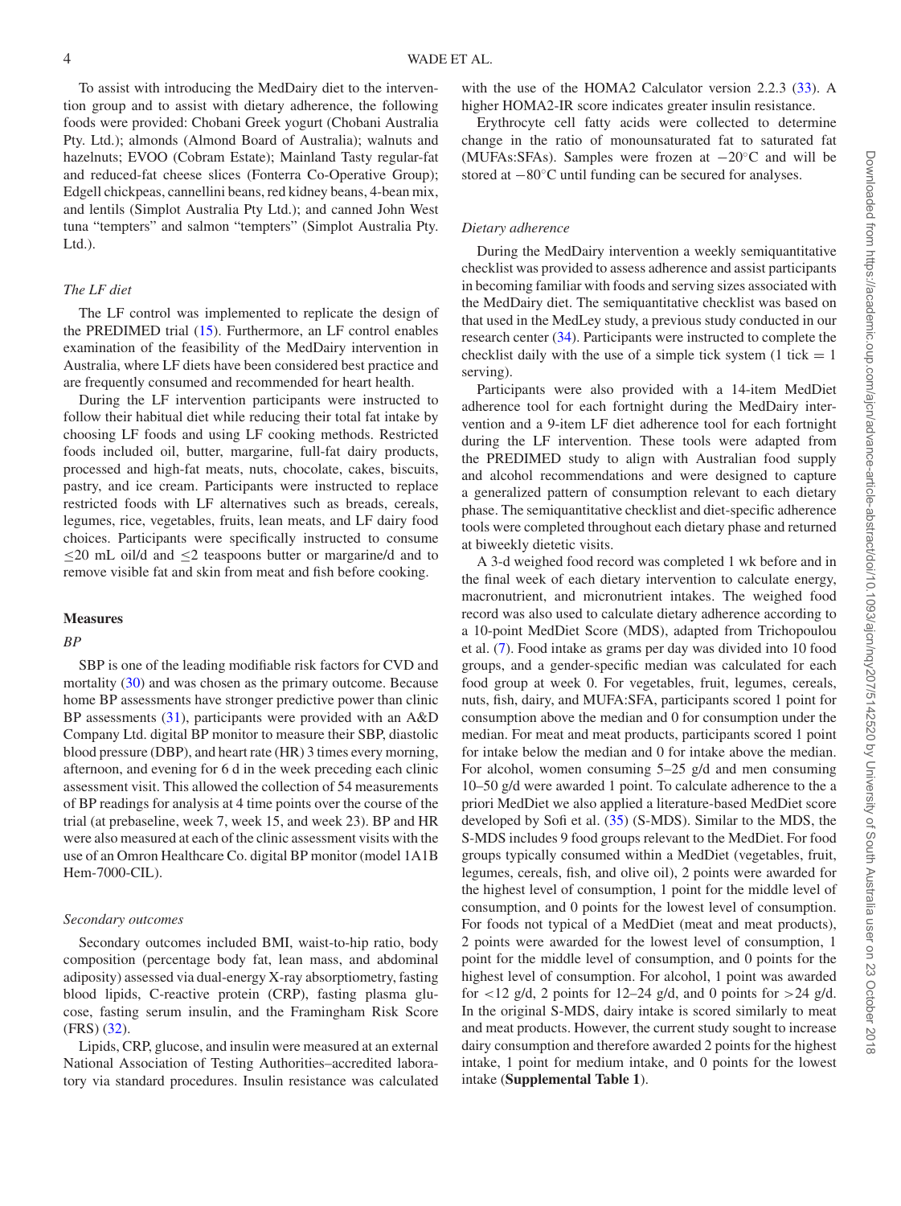To assist with introducing the MedDairy diet to the intervention group and to assist with dietary adherence, the following foods were provided: Chobani Greek yogurt (Chobani Australia Pty. Ltd.); almonds (Almond Board of Australia); walnuts and hazelnuts; EVOO (Cobram Estate); Mainland Tasty regular-fat and reduced-fat cheese slices (Fonterra Co-Operative Group); Edgell chickpeas, cannellini beans, red kidney beans, 4-bean mix, and lentils (Simplot Australia Pty Ltd.); and canned John West tuna "tempters" and salmon "tempters" (Simplot Australia Pty. Ltd.).

### *The LF diet*

The LF control was implemented to replicate the design of the PREDIMED trial (15). Furthermore, an LF control enables examination of the feasibility of the MedDairy intervention in Australia, where LF diets have been considered best practice and are frequently consumed and recommended for heart health.

During the LF intervention participants were instructed to follow their habitual diet while reducing their total fat intake by choosing LF foods and using LF cooking methods. Restricted foods included oil, butter, margarine, full-fat dairy products, processed and high-fat meats, nuts, chocolate, cakes, biscuits, pastry, and ice cream. Participants were instructed to replace restricted foods with LF alternatives such as breads, cereals, legumes, rice, vegetables, fruits, lean meats, and LF dairy food choices. Participants were specifically instructed to consume ≤20 mL oil/d and ≤2 teaspoons butter or margarine/d and to remove visible fat and skin from meat and fish before cooking.

## Measures

### *BP*

SBP is one of the leading modifiable risk factors for CVD and mortality (30) and was chosen as the primary outcome. Because home BP assessments have stronger predictive power than clinic BP assessments (31), participants were provided with an A&D Company Ltd. digital BP monitor to measure their SBP, diastolic blood pressure (DBP), and heart rate (HR) 3 times every morning, afternoon, and evening for 6 d in the week preceding each clinic assessment visit. This allowed the collection of 54 measurements of BP readings for analysis at 4 time points over the course of the trial (at prebaseline, week 7, week 15, and week 23). BP and HR were also measured at each of the clinic assessment visits with the use of an Omron Healthcare Co. digital BP monitor (model 1A1B Hem-7000-CIL).

### *Secondary outcomes*

Secondary outcomes included BMI, waist-to-hip ratio, body composition (percentage body fat, lean mass, and abdominal adiposity) assessed via dual-energy X-ray absorptiometry, fasting blood lipids, C-reactive protein (CRP), fasting plasma glucose, fasting serum insulin, and the Framingham Risk Score (FRS) (32).

Lipids, CRP, glucose, and insulin were measured at an external National Association of Testing Authorities–accredited laboratory via standard procedures. Insulin resistance was calculated with the use of the HOMA2 Calculator version 2.2.3 (33). A higher HOMA2-IR score indicates greater insulin resistance.

Erythrocyte cell fatty acids were collected to determine change in the ratio of monounsaturated fat to saturated fat (MUFAs:SFAs). Samples were frozen at −20°C and will be stored at −80°C until funding can be secured for analyses.

### *Dietary adherence*

During the MedDairy intervention a weekly semiquantitative checklist was provided to assess adherence and assist participants in becoming familiar with foods and serving sizes associated with the MedDairy diet. The semiquantitative checklist was based on that used in the MedLey study, a previous study conducted in our research center (34). Participants were instructed to complete the checklist daily with the use of a simple tick system (1 tick = 1 serving).

Participants were also provided with a 14-item MedDiet adherence tool for each fortnight during the MedDairy intervention and a 9-item LF diet adherence tool for each fortnight during the LF intervention. These tools were adapted from the PREDIMED study to align with Australian food supply and alcohol recommendations and were designed to capture a generalized pattern of consumption relevant to each dietary phase. The semiquantitative checklist and diet-specific adherence tools were completed throughout each dietary phase and returned at biweekly dietetic visits.

A 3-d weighed food record was completed 1 wk before and in the final week of each dietary intervention to calculate energy, macronutrient, and micronutrient intakes. The weighed food record was also used to calculate dietary adherence according to a 10-point MedDiet Score (MDS), adapted from Trichopoulou et al. (7). Food intake as grams per day was divided into 10 food groups, and a gender-specific median was calculated for each food group at week 0. For vegetables, fruit, legumes, cereals, nuts, fish, dairy, and MUFA:SFA, participants scored 1 point for consumption above the median and 0 for consumption under the median. For meat and meat products, participants scored 1 point for intake below the median and 0 for intake above the median. For alcohol, women consuming 5–25 g/d and men consuming 10–50 g/d were awarded 1 point. To calculate adherence to the a priori MedDiet we also applied a literature-based MedDiet score developed by Sofi et al. (35) (S-MDS). Similar to the MDS, the S-MDS includes 9 food groups relevant to the MedDiet. For food groups typically consumed within a MedDiet (vegetables, fruit, legumes, cereals, fish, and olive oil), 2 points were awarded for the highest level of consumption, 1 point for the middle level of consumption, and 0 points for the lowest level of consumption. For foods not typical of a MedDiet (meat and meat products), 2 points were awarded for the lowest level of consumption, 1 point for the middle level of consumption, and 0 points for the highest level of consumption. For alcohol, 1 point was awarded for <12 g/d, 2 points for 12–24 g/d, and 0 points for >24 g/d. In the original S-MDS, dairy intake is scored similarly to meat and meat products. However, the current study sought to increase dairy consumption and therefore awarded 2 points for the highest intake, 1 point for medium intake, and 0 points for the lowest intake (**Supplemental Table 1**).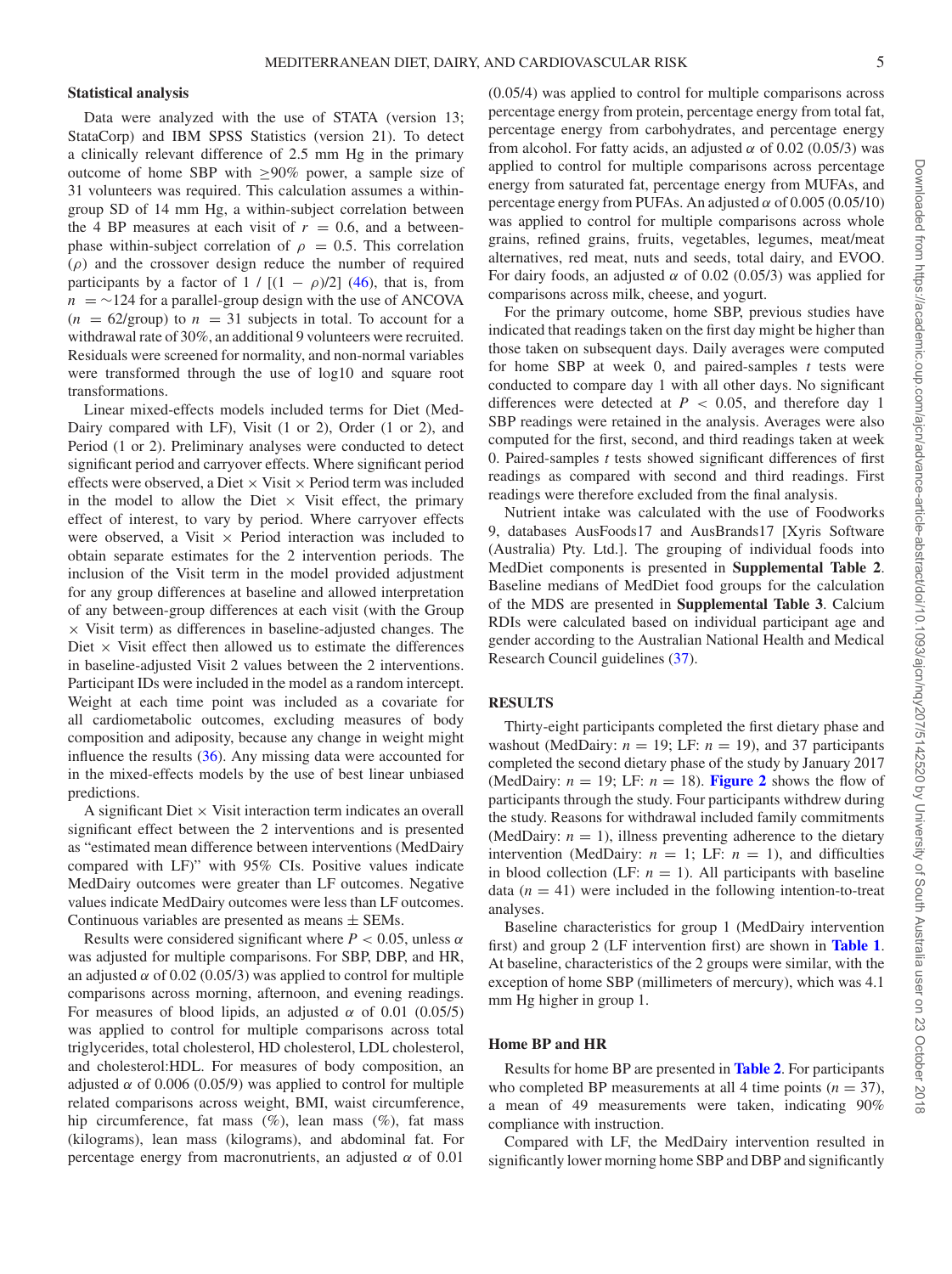### Statistical analysis

Data were analyzed with the use of STATA (version 13; StataCorp) and IBM SPSS Statistics (version 21). To detect a clinically relevant difference of 2.5 mm Hg in the primary outcome of home SBP with ≥90% power, a sample size of 31 volunteers was required. This calculation assumes a within-group SD of 14 mm Hg, a within-subject correlation between the 4 BP measures at each visit of $r = 0.6$, and a between-phase within-subject correlation of $\rho = 0.5$. This correlation ($\rho$) and the crossover design reduce the number of required participants by a factor of $1 / [(1 - \rho)/2]$ (46), that is, from $n = \sim 124$ for a parallel-group design with the use of ANCOVA ($n = 62$/group) to $n = 31$ subjects in total. To account for a withdrawal rate of 30%, an additional 9 volunteers were recruited. Residuals were screened for normality, and non-normal variables were transformed through the use of log10 and square root transformations.

Linear mixed-effects models included terms for Diet (MedDairy compared with LF), Visit (1 or 2), Order (1 or 2), and Period (1 or 2). Preliminary analyses were conducted to detect significant period and carryover effects. Where significant period effects were observed, a Diet × Visit × Period term was included in the model to allow the Diet × Visit effect, the primary effect of interest, to vary by period. Where carryover effects were observed, a Visit × Period interaction was included to obtain separate estimates for the 2 intervention periods. The inclusion of the Visit term in the model provided adjustment for any group differences at baseline and allowed interpretation of any between-group differences at each visit (with the Group × Visit term) as differences in baseline-adjusted changes. The Diet × Visit effect then allowed us to estimate the differences in baseline-adjusted Visit 2 values between the 2 interventions. Participant IDs were included in the model as a random intercept. Weight at each time point was included as a covariate for all cardiometabolic outcomes, excluding measures of body composition and adiposity, because any change in weight might influence the results (36). Any missing data were accounted for in the mixed-effects models by the use of best linear unbiased predictions.

A significant Diet × Visit interaction term indicates an overall significant effect between the 2 interventions and is presented as "estimated mean difference between interventions (MedDairy compared with LF)" with 95% CIs. Positive values indicate MedDairy outcomes were greater than LF outcomes. Negative values indicate MedDairy outcomes were less than LF outcomes. Continuous variables are presented as means ± SEMs.

Results were considered significant where $P < 0.05$, unless $\alpha$ was adjusted for multiple comparisons. For SBP, DBP, and HR, an adjusted $\alpha$ of 0.02 (0.05/3) was applied to control for multiple comparisons across morning, afternoon, and evening readings. For measures of blood lipids, an adjusted $\alpha$ of 0.01 (0.05/5) was applied to control for multiple comparisons across total triglycerides, total cholesterol, HD cholesterol, LDL cholesterol, and cholesterol:HDL. For measures of body composition, an adjusted $\alpha$ of 0.006 (0.05/9) was applied to control for multiple related comparisons across weight, BMI, waist circumference, hip circumference, fat mass (%), lean mass (%), fat mass (kilograms), lean mass (kilograms), and abdominal fat. For percentage energy from macronutrients, an adjusted $\alpha$ of 0.01 (0.05/4) was applied to control for multiple comparisons across percentage energy from protein, percentage energy from total fat, percentage energy from carbohydrates, and percentage energy from alcohol. For fatty acids, an adjusted $\alpha$ of 0.02 (0.05/3) was applied to control for multiple comparisons across percentage energy from saturated fat, percentage energy from MUFAs, and percentage energy from PUFAs. An adjusted $\alpha$ of 0.005 (0.05/10) was applied to control for multiple comparisons across whole grains, refined grains, fruits, vegetables, legumes, meat/meat alternatives, red meat, nuts and seeds, total dairy, and EVOO. For dairy foods, an adjusted $\alpha$ of 0.02 (0.05/3) was applied for comparisons across milk, cheese, and yogurt.

For the primary outcome, home SBP, previous studies have indicated that readings taken on the first day might be higher than those taken on subsequent days. Daily averages were computed for home SBP at week 0, and paired-samples *t* tests were conducted to compare day 1 with all other days. No significant differences were detected at $P < 0.05$, and therefore day 1 SBP readings were retained in the analysis. Averages were also computed for the first, second, and third readings taken at week 0. Paired-samples *t* tests showed significant differences of first readings as compared with second and third readings. First readings were therefore excluded from the final analysis.

Nutrient intake was calculated with the use of Foodworks 9, databases AusFoods17 and AusBrands17 [Xyris Software (Australia) Pty. Ltd.]. The grouping of individual foods into MedDiet components is presented in **Supplemental Table 2**. Baseline medians of MedDiet food groups for the calculation of the MDS are presented in **Supplemental Table 3**. Calcium RDIs were calculated based on individual participant age and gender according to the Australian National Health and Medical Research Council guidelines (37).

## RESULTS

Thirty-eight participants completed the first dietary phase and washout (MedDairy: $n = 19$; LF: $n = 19$), and 37 participants completed the second dietary phase of the study by January 2017 (MedDairy: $n = 19$; LF: $n = 18$). **Figure 2** shows the flow of participants through the study. Four participants withdrew during the study. Reasons for withdrawal included family commitments (MedDairy: $n = 1$), illness preventing adherence to the dietary intervention (MedDairy: $n = 1$; LF: $n = 1$), and difficulties in blood collection (LF: $n = 1$). All participants with baseline data ($n = 41$) were included in the following intention-to-treat analyses.

Baseline characteristics for group 1 (MedDairy intervention first) and group 2 (LF intervention first) are shown in **Table 1**. At baseline, characteristics of the 2 groups were similar, with the exception of home SBP (millimeters of mercury), which was 4.1 mm Hg higher in group 1.

### Home BP and HR

Results for home BP are presented in **Table 2**. For participants who completed BP measurements at all 4 time points ($n = 37$), a mean of 49 measurements were taken, indicating 90% compliance with instruction.

Compared with LF, the MedDairy intervention resulted in significantly lower morning home SBP and DBP and significantly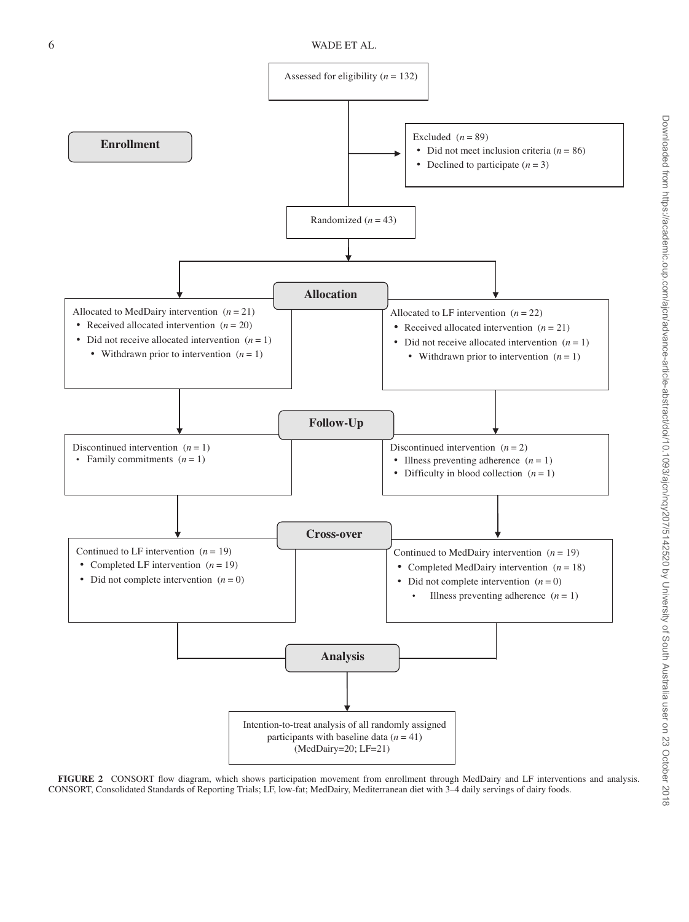Assessed for eligibility ($n = 132$)

**Enrollment**

Excluded ($n = 89$)
- Did not meet inclusion criteria ($n = 86$)
- Declined to participate ($n = 3$)

Randomized ($n = 43$)

**Allocation**

Allocated to MedDairy intervention ($n = 21$)
- Received allocated intervention ($n = 20$)
- Did not receive allocated intervention ($n = 1$)
  - Withdrawn prior to intervention ($n = 1$)

Allocated to LF intervention ($n = 22$)
- Received allocated intervention ($n = 21$)
- Did not receive allocated intervention ($n = 1$)
  - Withdrawn prior to intervention ($n = 1$)

**Follow-Up**

Discontinued intervention ($n = 1$)
- Family commitments ($n = 1$)

Discontinued intervention ($n = 2$)
- Illness preventing adherence ($n = 1$)
- Difficulty in blood collection ($n = 1$)

**Cross-over**

Continued to LF intervention ($n = 19$)
- Completed LF intervention ($n = 19$)
- Did not complete intervention ($n = 0$)

Continued to MedDairy intervention ($n = 19$)
- Completed MedDairy intervention ($n = 18$)
- Did not complete intervention ($n = 0$)
  - Illness preventing adherence ($n = 1$)

**Analysis**

Intention-to-treat analysis of all randomly assigned participants with baseline data ($n = 41$) (MedDairy=20; LF=21)

**FIGURE 2** CONSORT flow diagram, which shows participation movement from enrollment through MedDairy and LF interventions and analysis. CONSORT, Consolidated Standards of Reporting Trials; LF, low-fat; MedDairy, Mediterranean diet with 3–4 daily servings of dairy foods.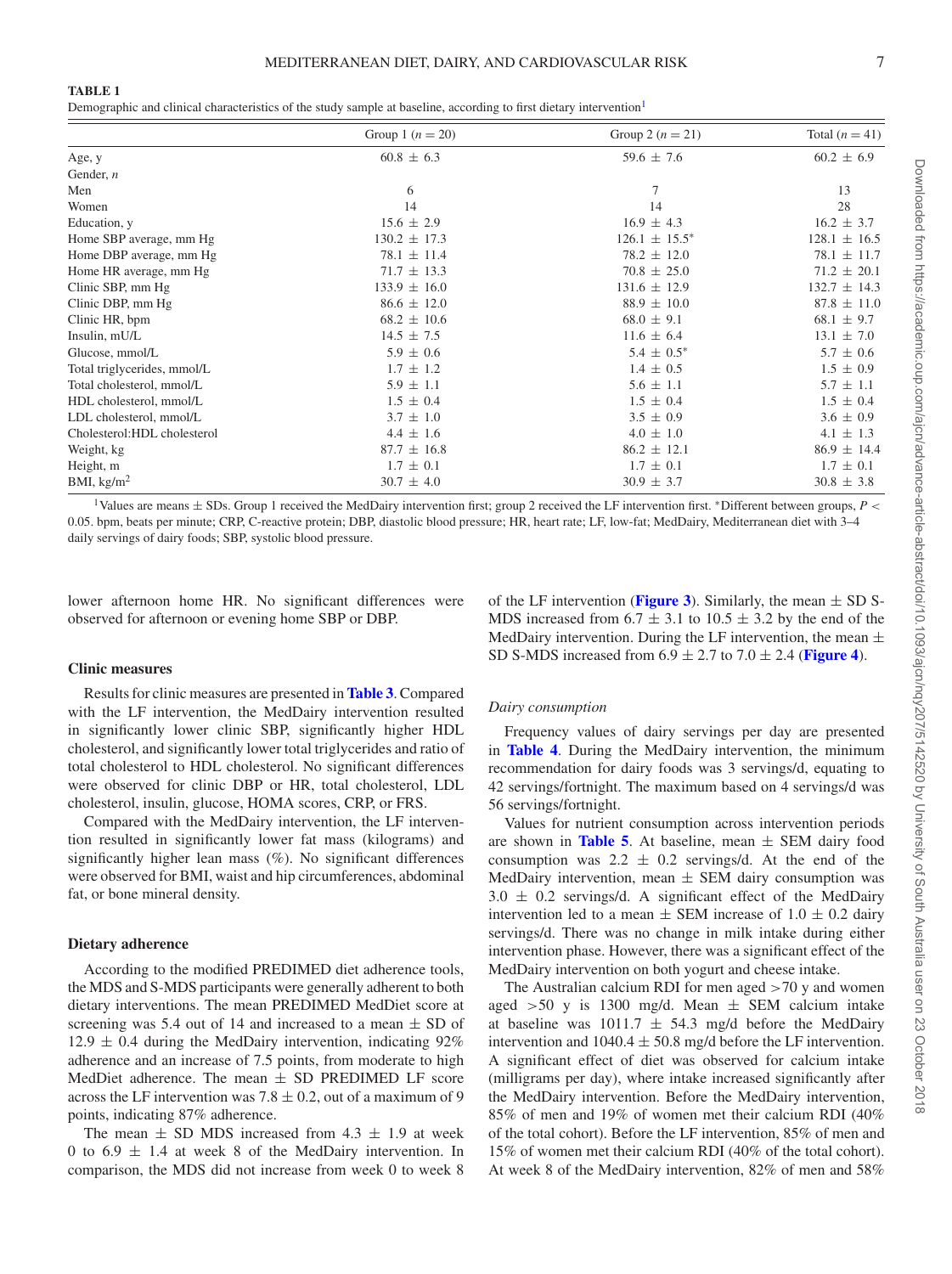**TABLE 1**

Demographic and clinical characteristics of the study sample at baseline, according to first dietary intervention[1]

| | Group 1 ($n = 20$) | Group 2 ($n = 21$) | Total ($n = 41$) |
|---|---|---|---|
| Age, y | 60.8 ± 6.3 | 59.6 ± 7.6 | 60.2 ± 6.9 |
| Gender, *n* | | | |
| Men | 6 | 7 | 13 |
| Women | 14 | 14 | 28 |
| Education, y | 15.6 ± 2.9 | 16.9 ± 4.3 | 16.2 ± 3.7 |
| Home SBP average, mm Hg | 130.2 ± 17.3 | 126.1 ± 15.5* | 128.1 ± 16.5 |
| Home DBP average, mm Hg | 78.1 ± 11.4 | 78.2 ± 12.0 | 78.1 ± 11.7 |
| Home HR average, mm Hg | 71.7 ± 13.3 | 70.8 ± 25.0 | 71.2 ± 20.1 |
| Clinic SBP, mm Hg | 133.9 ± 16.0 | 131.6 ± 12.9 | 132.7 ± 14.3 |
| Clinic DBP, mm Hg | 86.6 ± 12.0 | 88.9 ± 10.0 | 87.8 ± 11.0 |
| Clinic HR, bpm | 68.2 ± 10.6 | 68.0 ± 9.1 | 68.1 ± 9.7 |
| Insulin, mU/L | 14.5 ± 7.5 | 11.6 ± 6.4 | 13.1 ± 7.0 |
| Glucose, mmol/L | 5.9 ± 0.6 | 5.4 ± 0.5* | 5.7 ± 0.6 |
| Total triglycerides, mmol/L | 1.7 ± 1.2 | 1.4 ± 0.5 | 1.5 ± 0.9 |
| Total cholesterol, mmol/L | 5.9 ± 1.1 | 5.6 ± 1.1 | 5.7 ± 1.1 |
| HDL cholesterol, mmol/L | 1.5 ± 0.4 | 1.5 ± 0.4 | 1.5 ± 0.4 |
| LDL cholesterol, mmol/L | 3.7 ± 1.0 | 3.5 ± 0.9 | 3.6 ± 0.9 |
| Cholesterol:HDL cholesterol | 4.4 ± 1.6 | 4.0 ± 1.0 | 4.1 ± 1.3 |
| Weight, kg | 87.7 ± 16.8 | 86.2 ± 12.1 | 86.9 ± 14.4 |
| Height, m | 1.7 ± 0.1 | 1.7 ± 0.1 | 1.7 ± 0.1 |
| BMI, kg/m$^2$ | 30.7 ± 4.0 | 30.9 ± 3.7 | 30.8 ± 3.8 |

[1]Values are means ± SDs. Group 1 received the MedDairy intervention first; group 2 received the LF intervention first. *Different between groups, $P < 0.05$. bpm, beats per minute; CRP, C-reactive protein; DBP, diastolic blood pressure; HR, heart rate; LF, low-fat; MedDairy, Mediterranean diet with 3–4 daily servings of dairy foods; SBP, systolic blood pressure.

lower afternoon home HR. No significant differences were observed for afternoon or evening home SBP or DBP.

### Clinic measures

Results for clinic measures are presented in **Table 3**. Compared with the LF intervention, the MedDairy intervention resulted in significantly lower clinic SBP, significantly higher HDL cholesterol, and significantly lower total triglycerides and ratio of total cholesterol to HDL cholesterol. No significant differences were observed for clinic DBP or HR, total cholesterol, LDL cholesterol, insulin, glucose, HOMA scores, CRP, or FRS.

Compared with the MedDairy intervention, the LF intervention resulted in significantly lower fat mass (kilograms) and significantly higher lean mass (%). No significant differences were observed for BMI, waist and hip circumferences, abdominal fat, or bone mineral density.

### Dietary adherence

According to the modified PREDIMED diet adherence tools, the MDS and S-MDS participants were generally adherent to both dietary interventions. The mean PREDIMED MedDiet score at screening was 5.4 out of 14 and increased to a mean ± SD of 12.9 ± 0.4 during the MedDairy intervention, indicating 92% adherence and an increase of 7.5 points, from moderate to high MedDiet adherence. The mean ± SD PREDIMED LF score across the LF intervention was 7.8 ± 0.2, out of a maximum of 9 points, indicating 87% adherence.

The mean ± SD MDS increased from 4.3 ± 1.9 at week 0 to 6.9 ± 1.4 at week 8 of the MedDairy intervention. In comparison, the MDS did not increase from week 0 to week 8 of the LF intervention (**Figure 3**). Similarly, the mean ± SD S-MDS increased from 6.7 ± 3.1 to 10.5 ± 3.2 by the end of the MedDairy intervention. During the LF intervention, the mean ± SD S-MDS increased from 6.9 ± 2.7 to 7.0 ± 2.4 (**Figure 4**).

#### *Dairy consumption*

Frequency values of dairy servings per day are presented in **Table 4**. During the MedDairy intervention, the minimum recommendation for dairy foods was 3 servings/d, equating to 42 servings/fortnight. The maximum based on 4 servings/d was 56 servings/fortnight.

Values for nutrient consumption across intervention periods are shown in **Table 5**. At baseline, mean ± SEM dairy food consumption was 2.2 ± 0.2 servings/d. At the end of the MedDairy intervention, mean ± SEM dairy consumption was 3.0 ± 0.2 servings/d. A significant effect of the MedDairy intervention led to a mean ± SEM increase of 1.0 ± 0.2 dairy servings/d. There was no change in milk intake during either intervention phase. However, there was a significant effect of the MedDairy intervention on both yogurt and cheese intake.

The Australian calcium RDI for men aged >70 y and women aged >50 y is 1300 mg/d. Mean ± SEM calcium intake at baseline was 1011.7 ± 54.3 mg/d before the MedDairy intervention and 1040.4 ± 50.8 mg/d before the LF intervention. A significant effect of diet was observed for calcium intake (milligrams per day), where intake increased significantly after the MedDairy intervention. Before the MedDairy intervention, 85% of men and 19% of women met their calcium RDI (40% of the total cohort). Before the LF intervention, 85% of men and 15% of women met their calcium RDI (40% of the total cohort). At week 8 of the MedDairy intervention, 82% of men and 58%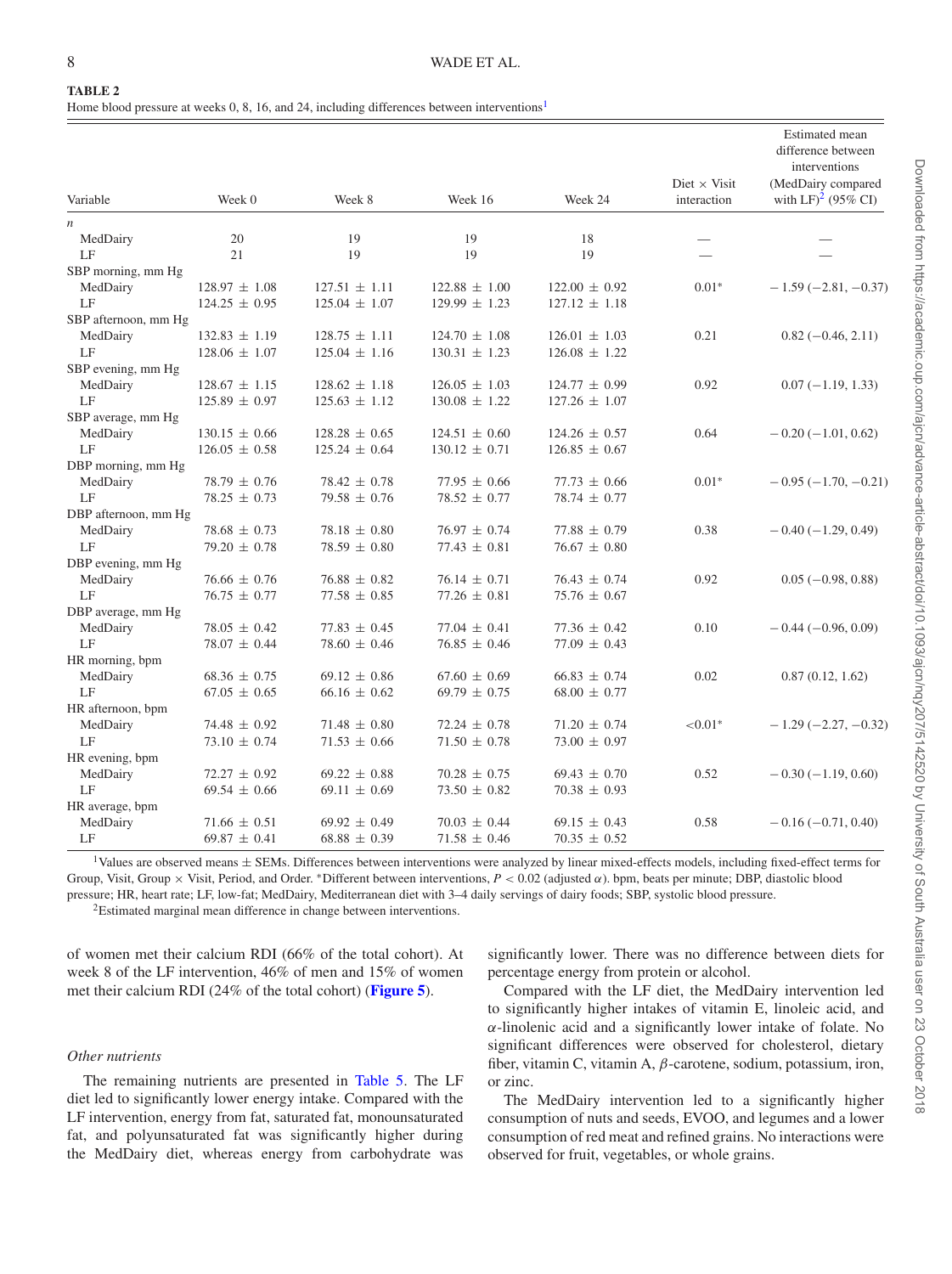**TABLE 2**
Home blood pressure at weeks 0, 8, 16, and 24, including differences between interventions[1]

| Variable | Week 0 | Week 8 | Week 16 | Week 24 | Diet × Visit interaction | Estimated mean difference between interventions (MedDairy compared with LF)[2] (95% CI) |
|---|---|---|---|---|---|---|
| *n* | | | | | | |
| MedDairy | 20 | 19 | 19 | 18 | — | — |
| LF | 21 | 19 | 19 | 19 | — | — |
| SBP morning, mm Hg | | | | | | |
| MedDairy | 128.97 ± 1.08 | 127.51 ± 1.11 | 122.88 ± 1.00 | 122.00 ± 0.92 | 0.01* | −1.59 (−2.81, −0.37) |
| LF | 124.25 ± 0.95 | 125.04 ± 1.07 | 129.99 ± 1.23 | 127.12 ± 1.18 | | |
| SBP afternoon, mm Hg | | | | | | |
| MedDairy | 132.83 ± 1.19 | 128.75 ± 1.11 | 124.70 ± 1.08 | 126.01 ± 1.03 | 0.21 | 0.82 (−0.46, 2.11) |
| LF | 128.06 ± 1.07 | 125.04 ± 1.16 | 130.31 ± 1.23 | 126.08 ± 1.22 | | |
| SBP evening, mm Hg | | | | | | |
| MedDairy | 128.67 ± 1.15 | 128.62 ± 1.18 | 126.05 ± 1.03 | 124.77 ± 0.99 | 0.92 | 0.07 (−1.19, 1.33) |
| LF | 125.89 ± 0.97 | 125.63 ± 1.12 | 130.08 ± 1.22 | 127.26 ± 1.07 | | |
| SBP average, mm Hg | | | | | | |
| MedDairy | 130.15 ± 0.66 | 128.28 ± 0.65 | 124.51 ± 0.60 | 124.26 ± 0.57 | 0.64 | −0.20 (−1.01, 0.62) |
| LF | 126.05 ± 0.58 | 125.24 ± 0.64 | 130.12 ± 0.71 | 126.85 ± 0.67 | | |
| DBP morning, mm Hg | | | | | | |
| MedDairy | 78.79 ± 0.76 | 78.42 ± 0.78 | 77.95 ± 0.66 | 77.73 ± 0.66 | 0.01* | −0.95 (−1.70, −0.21) |
| LF | 78.25 ± 0.73 | 79.58 ± 0.76 | 78.52 ± 0.77 | 78.74 ± 0.77 | | |
| DBP afternoon, mm Hg | | | | | | |
| MedDairy | 78.68 ± 0.73 | 78.18 ± 0.80 | 76.97 ± 0.74 | 77.88 ± 0.79 | 0.38 | −0.40 (−1.29, 0.49) |
| LF | 79.20 ± 0.78 | 78.59 ± 0.80 | 77.43 ± 0.81 | 76.67 ± 0.80 | | |
| DBP evening, mm Hg | | | | | | |
| MedDairy | 76.66 ± 0.76 | 76.88 ± 0.82 | 76.14 ± 0.71 | 76.43 ± 0.74 | 0.92 | 0.05 (−0.98, 0.88) |
| LF | 76.75 ± 0.77 | 77.58 ± 0.85 | 77.26 ± 0.81 | 75.76 ± 0.67 | | |
| DBP average, mm Hg | | | | | | |
| MedDairy | 78.05 ± 0.42 | 77.83 ± 0.45 | 77.04 ± 0.41 | 77.36 ± 0.42 | 0.10 | −0.44 (−0.96, 0.09) |
| LF | 78.07 ± 0.44 | 78.60 ± 0.46 | 76.85 ± 0.46 | 77.09 ± 0.43 | | |
| HR morning, bpm | | | | | | |
| MedDairy | 68.36 ± 0.75 | 69.12 ± 0.86 | 67.60 ± 0.69 | 66.83 ± 0.74 | 0.02 | 0.87 (0.12, 1.62) |
| LF | 67.05 ± 0.65 | 66.16 ± 0.62 | 69.79 ± 0.75 | 68.00 ± 0.77 | | |
| HR afternoon, bpm | | | | | | |
| MedDairy | 74.48 ± 0.92 | 71.48 ± 0.80 | 72.24 ± 0.78 | 71.20 ± 0.74 | <0.01* | −1.29 (−2.27, −0.32) |
| LF | 73.10 ± 0.74 | 71.53 ± 0.66 | 71.50 ± 0.78 | 73.00 ± 0.97 | | |
| HR evening, bpm | | | | | | |
| MedDairy | 72.27 ± 0.92 | 69.22 ± 0.88 | 70.28 ± 0.75 | 69.43 ± 0.70 | 0.52 | −0.30 (−1.19, 0.60) |
| LF | 69.54 ± 0.66 | 69.11 ± 0.69 | 73.50 ± 0.82 | 70.38 ± 0.93 | | |
| HR average, bpm | | | | | | |
| MedDairy | 71.66 ± 0.51 | 69.92 ± 0.49 | 70.03 ± 0.44 | 69.15 ± 0.43 | 0.58 | −0.16 (−0.71, 0.40) |
| LF | 69.87 ± 0.41 | 68.88 ± 0.39 | 71.58 ± 0.46 | 70.35 ± 0.52 | | |

[1]Values are observed means ± SEMs. Differences between interventions were analyzed by linear mixed-effects models, including fixed-effect terms for Group, Visit, Group × Visit, Period, and Order. *Different between interventions, $P < 0.02$ (adjusted $\alpha$). bpm, beats per minute; DBP, diastolic blood pressure; HR, heart rate; LF, low-fat; MedDairy, Mediterranean diet with 3–4 daily servings of dairy foods; SBP, systolic blood pressure.

[2]Estimated marginal mean difference in change between interventions.

of women met their calcium RDI (66% of the total cohort). At week 8 of the LF intervention, 46% of men and 15% of women met their calcium RDI (24% of the total cohort) (**Figure 5**).

### *Other nutrients*

The remaining nutrients are presented in Table 5. The LF diet led to significantly lower energy intake. Compared with the LF intervention, energy from fat, saturated fat, monounsaturated fat, and polyunsaturated fat was significantly higher during the MedDairy diet, whereas energy from carbohydrate was significantly lower. There was no difference between diets for percentage energy from protein or alcohol.

Compared with the LF diet, the MedDairy intervention led to significantly higher intakes of vitamin E, linoleic acid, and $\alpha$-linolenic acid and a significantly lower intake of folate. No significant differences were observed for cholesterol, dietary fiber, vitamin C, vitamin A, $\beta$-carotene, sodium, potassium, iron, or zinc.

The MedDairy intervention led to a significantly higher consumption of nuts and seeds, EVOO, and legumes and a lower consumption of red meat and refined grains. No interactions were observed for fruit, vegetables, or whole grains.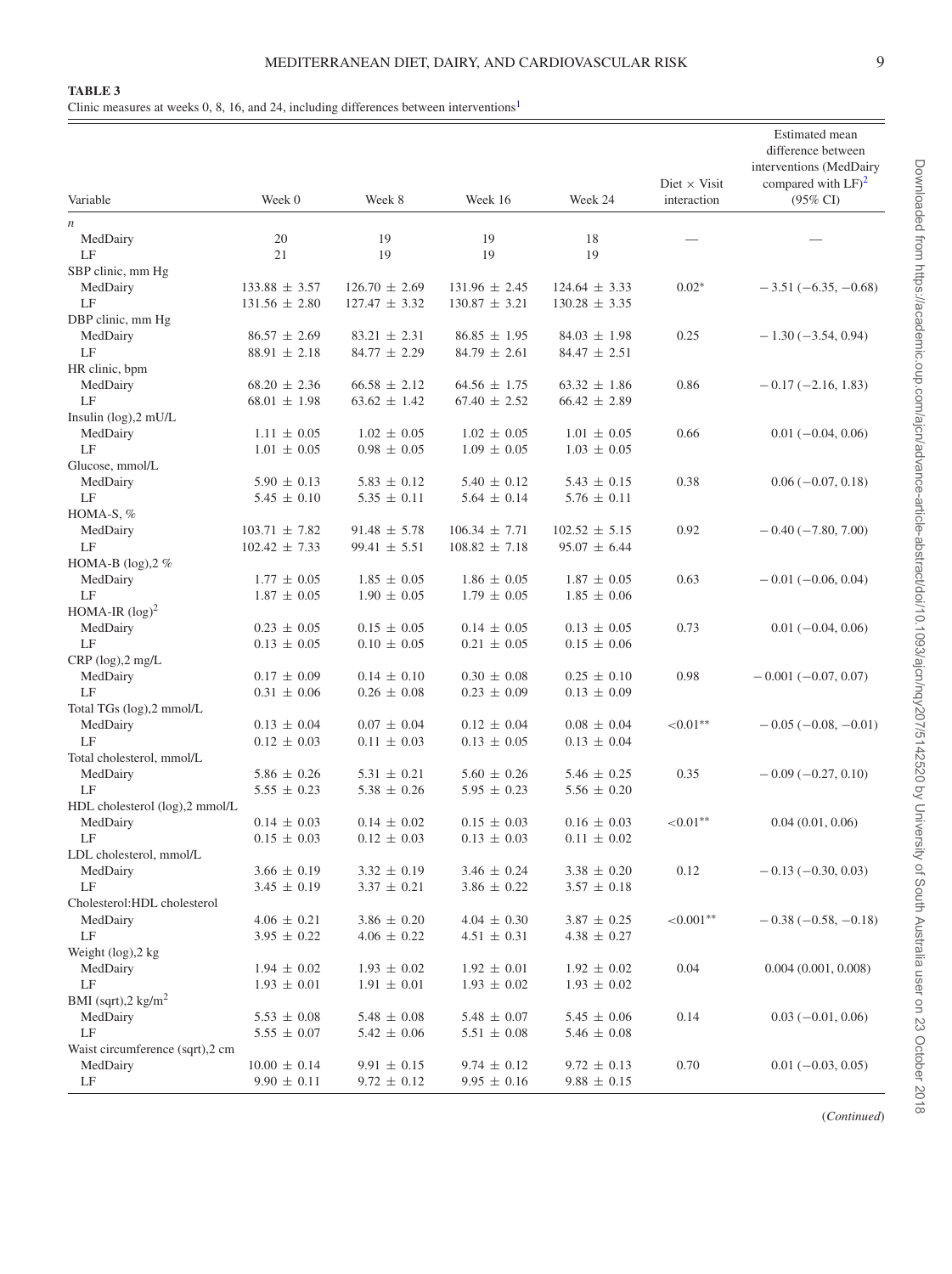**TABLE 3**
Clinic measures at weeks 0, 8, 16, and 24, including differences between interventions[1]

| Variable | Week 0 | Week 8 | Week 16 | Week 24 | Diet × Visit interaction | Estimated mean difference between interventions (MedDairy compared with LF)[2] (95% CI) |
|---|---|---|---|---|---|---|
| *n* | | | | | | |
| MedDairy | 20 | 19 | 19 | 18 | — | — |
| LF | 21 | 19 | 19 | 19 | | |
| SBP clinic, mm Hg | | | | | | |
| MedDairy | 133.88 ± 3.57 | 126.70 ± 2.69 | 131.96 ± 2.45 | 124.64 ± 3.33 | 0.02* | −3.51 (−6.35, −0.68) |
| LF | 131.56 ± 2.80 | 127.47 ± 3.32 | 130.87 ± 3.21 | 130.28 ± 3.35 | | |
| DBP clinic, mm Hg | | | | | | |
| MedDairy | 86.57 ± 2.69 | 83.21 ± 2.31 | 86.85 ± 1.95 | 84.03 ± 1.98 | 0.25 | −1.30 (−3.54, 0.94) |
| LF | 88.91 ± 2.18 | 84.77 ± 2.29 | 84.79 ± 2.61 | 84.47 ± 2.51 | | |
| HR clinic, bpm | | | | | | |
| MedDairy | 68.20 ± 2.36 | 66.58 ± 2.12 | 64.56 ± 1.75 | 63.32 ± 1.86 | 0.86 | −0.17 (−2.16, 1.83) |
| LF | 68.01 ± 1.98 | 63.62 ± 1.42 | 67.40 ± 2.52 | 66.42 ± 2.89 | | |
| Insulin (log),2 mU/L | | | | | | |
| MedDairy | 1.11 ± 0.05 | 1.02 ± 0.05 | 1.02 ± 0.05 | 1.01 ± 0.05 | 0.66 | 0.01 (−0.04, 0.06) |
| LF | 1.01 ± 0.05 | 0.98 ± 0.05 | 1.09 ± 0.05 | 1.03 ± 0.05 | | |
| Glucose, mmol/L | | | | | | |
| MedDairy | 5.90 ± 0.13 | 5.83 ± 0.12 | 5.40 ± 0.12 | 5.43 ± 0.15 | 0.38 | 0.06 (−0.07, 0.18) |
| LF | 5.45 ± 0.10 | 5.35 ± 0.11 | 5.64 ± 0.14 | 5.76 ± 0.11 | | |
| HOMA-S, % | | | | | | |
| MedDairy | 103.71 ± 7.82 | 91.48 ± 5.78 | 106.34 ± 7.71 | 102.52 ± 5.15 | 0.92 | −0.40 (−7.80, 7.00) |
| LF | 102.42 ± 7.33 | 99.41 ± 5.51 | 108.82 ± 7.18 | 95.07 ± 6.44 | | |
| HOMA-B (log),2 % | | | | | | |
| MedDairy | 1.77 ± 0.05 | 1.85 ± 0.05 | 1.86 ± 0.05 | 1.87 ± 0.05 | 0.63 | −0.01 (−0.06, 0.04) |
| LF | 1.87 ± 0.05 | 1.90 ± 0.05 | 1.79 ± 0.05 | 1.85 ± 0.06 | | |
| HOMA-IR (log)[2] | | | | | | |
| MedDairy | 0.23 ± 0.05 | 0.15 ± 0.05 | 0.14 ± 0.05 | 0.13 ± 0.05 | 0.73 | 0.01 (−0.04, 0.06) |
| LF | 0.13 ± 0.05 | 0.10 ± 0.05 | 0.21 ± 0.05 | 0.15 ± 0.06 | | |
| CRP (log),2 mg/L | | | | | | |
| MedDairy | 0.17 ± 0.09 | 0.14 ± 0.10 | 0.30 ± 0.08 | 0.25 ± 0.10 | 0.98 | −0.001 (−0.07, 0.07) |
| LF | 0.31 ± 0.06 | 0.26 ± 0.08 | 0.23 ± 0.09 | 0.13 ± 0.09 | | |
| Total TGs (log),2 mmol/L | | | | | | |
| MedDairy | 0.13 ± 0.04 | 0.07 ± 0.04 | 0.12 ± 0.04 | 0.08 ± 0.04 | <0.01** | −0.05 (−0.08, −0.01) |
| LF | 0.12 ± 0.03 | 0.11 ± 0.03 | 0.13 ± 0.05 | 0.13 ± 0.04 | | |
| Total cholesterol, mmol/L | | | | | | |
| MedDairy | 5.86 ± 0.26 | 5.31 ± 0.21 | 5.60 ± 0.26 | 5.46 ± 0.25 | 0.35 | −0.09 (−0.27, 0.10) |
| LF | 5.55 ± 0.23 | 5.38 ± 0.26 | 5.95 ± 0.23 | 5.56 ± 0.20 | | |
| HDL cholesterol (log),2 mmol/L | | | | | | |
| MedDairy | 0.14 ± 0.03 | 0.14 ± 0.02 | 0.15 ± 0.03 | 0.16 ± 0.03 | <0.01** | 0.04 (0.01, 0.06) |
| LF | 0.15 ± 0.03 | 0.12 ± 0.03 | 0.13 ± 0.03 | 0.11 ± 0.02 | | |
| LDL cholesterol, mmol/L | | | | | | |
| MedDairy | 3.66 ± 0.19 | 3.32 ± 0.19 | 3.46 ± 0.24 | 3.38 ± 0.20 | 0.12 | −0.13 (−0.30, 0.03) |
| LF | 3.45 ± 0.19 | 3.37 ± 0.21 | 3.86 ± 0.22 | 3.57 ± 0.18 | | |
| Cholesterol:HDL cholesterol | | | | | | |
| MedDairy | 4.06 ± 0.21 | 3.86 ± 0.20 | 4.04 ± 0.30 | 3.87 ± 0.25 | <0.001** | −0.38 (−0.58, −0.18) |
| LF | 3.95 ± 0.22 | 4.06 ± 0.22 | 4.51 ± 0.31 | 4.38 ± 0.27 | | |
| Weight (log),2 kg | | | | | | |
| MedDairy | 1.94 ± 0.02 | 1.93 ± 0.02 | 1.92 ± 0.01 | 1.92 ± 0.02 | 0.04 | 0.004 (0.001, 0.008) |
| LF | 1.93 ± 0.01 | 1.91 ± 0.01 | 1.93 ± 0.02 | 1.93 ± 0.02 | | |
| BMI (sqrt),2 kg/m[2] | | | | | | |
| MedDairy | 5.53 ± 0.08 | 5.48 ± 0.08 | 5.48 ± 0.07 | 5.45 ± 0.06 | 0.14 | 0.03 (−0.01, 0.06) |
| LF | 5.55 ± 0.07 | 5.42 ± 0.06 | 5.51 ± 0.08 | 5.46 ± 0.08 | | |
| Waist circumference (sqrt),2 cm | | | | | | |
| MedDairy | 10.00 ± 0.14 | 9.91 ± 0.15 | 9.74 ± 0.12 | 9.72 ± 0.13 | 0.70 | 0.01 (−0.03, 0.05) |
| LF | 9.90 ± 0.11 | 9.72 ± 0.12 | 9.95 ± 0.16 | 9.88 ± 0.15 | | |

(*Continued*)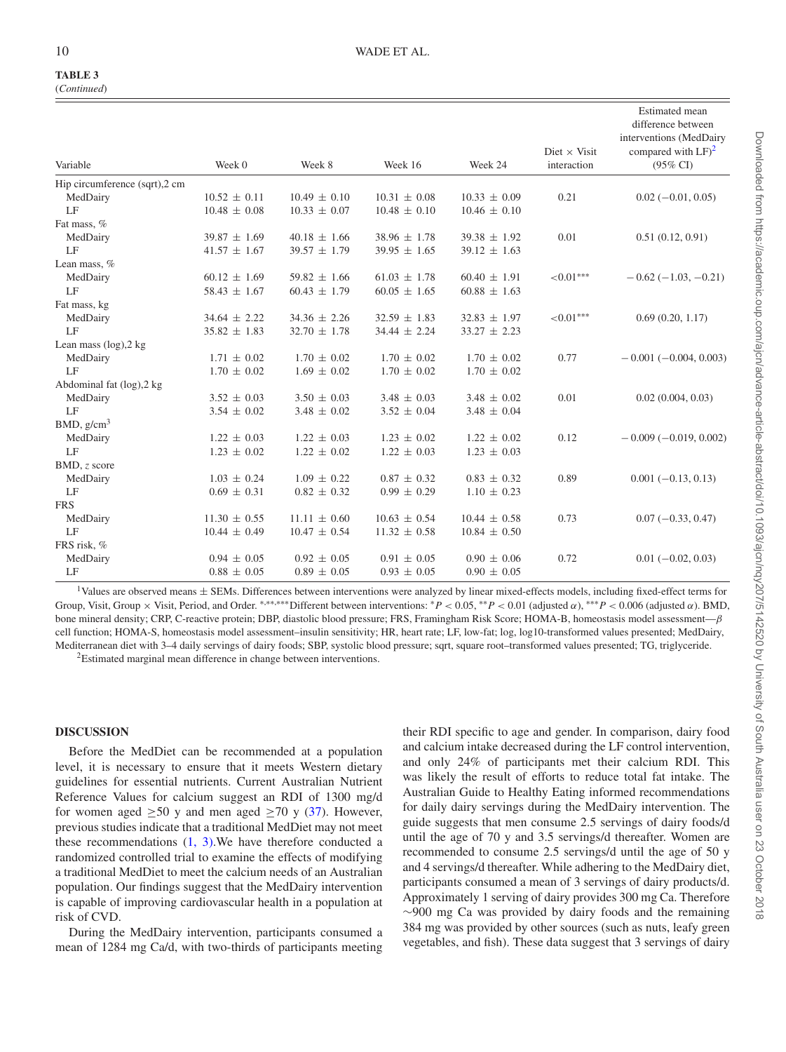**TABLE 3**
(*Continued*)

| Variable | Week 0 | Week 8 | Week 16 | Week 24 | Diet × Visit interaction | Estimated mean difference between interventions (MedDairy compared with LF)[2] (95% CI) |
|---|---|---|---|---|---|---|
| Hip circumference (sqrt),2 cm | | | | | | |
| MedDairy | 10.52 ± 0.11 | 10.49 ± 0.10 | 10.31 ± 0.08 | 10.33 ± 0.09 | 0.21 | 0.02 (−0.01, 0.05) |
| LF | 10.48 ± 0.08 | 10.33 ± 0.07 | 10.48 ± 0.10 | 10.46 ± 0.10 | | |
| Fat mass, % | | | | | | |
| MedDairy | 39.87 ± 1.69 | 40.18 ± 1.66 | 38.96 ± 1.78 | 39.38 ± 1.92 | 0.01 | 0.51 (0.12, 0.91) |
| LF | 41.57 ± 1.67 | 39.57 ± 1.79 | 39.95 ± 1.65 | 39.12 ± 1.63 | | |
| Lean mass, % | | | | | | |
| MedDairy | 60.12 ± 1.69 | 59.82 ± 1.66 | 61.03 ± 1.78 | 60.40 ± 1.91 | <0.01*** | − 0.62 (−1.03, −0.21) |
| LF | 58.43 ± 1.67 | 60.43 ± 1.79 | 60.05 ± 1.65 | 60.88 ± 1.63 | | |
| Fat mass, kg | | | | | | |
| MedDairy | 34.64 ± 2.22 | 34.36 ± 2.26 | 32.59 ± 1.83 | 32.83 ± 1.97 | <0.01*** | 0.69 (0.20, 1.17) |
| LF | 35.82 ± 1.83 | 32.70 ± 1.78 | 34.44 ± 2.24 | 33.27 ± 2.23 | | |
| Lean mass (log),2 kg | | | | | | |
| MedDairy | 1.71 ± 0.02 | 1.70 ± 0.02 | 1.70 ± 0.02 | 1.70 ± 0.02 | 0.77 | − 0.001 (−0.004, 0.003) |
| LF | 1.70 ± 0.02 | 1.69 ± 0.02 | 1.70 ± 0.02 | 1.70 ± 0.02 | | |
| Abdominal fat (log),2 kg | | | | | | |
| MedDairy | 3.52 ± 0.03 | 3.50 ± 0.03 | 3.48 ± 0.03 | 3.48 ± 0.02 | 0.01 | 0.02 (0.004, 0.03) |
| LF | 3.54 ± 0.02 | 3.48 ± 0.02 | 3.52 ± 0.04 | 3.48 ± 0.04 | | |
| BMD, g/cm$^3$ | | | | | | |
| MedDairy | 1.22 ± 0.03 | 1.22 ± 0.03 | 1.23 ± 0.02 | 1.22 ± 0.02 | 0.12 | − 0.009 (−0.019, 0.002) |
| LF | 1.23 ± 0.02 | 1.22 ± 0.02 | 1.22 ± 0.03 | 1.23 ± 0.03 | | |
| BMD, *z* score | | | | | | |
| MedDairy | 1.03 ± 0.24 | 1.09 ± 0.22 | 0.87 ± 0.32 | 0.83 ± 0.32 | 0.89 | 0.001 (−0.13, 0.13) |
| LF | 0.69 ± 0.31 | 0.82 ± 0.32 | 0.99 ± 0.29 | 1.10 ± 0.23 | | |
| FRS | | | | | | |
| MedDairy | 11.30 ± 0.55 | 11.11 ± 0.60 | 10.63 ± 0.54 | 10.44 ± 0.58 | 0.73 | 0.07 (−0.33, 0.47) |
| LF | 10.44 ± 0.49 | 10.47 ± 0.54 | 11.32 ± 0.58 | 10.84 ± 0.50 | | |
| FRS risk, % | | | | | | |
| MedDairy | 0.94 ± 0.05 | 0.92 ± 0.05 | 0.91 ± 0.05 | 0.90 ± 0.06 | 0.72 | 0.01 (−0.02, 0.03) |
| LF | 0.88 ± 0.05 | 0.89 ± 0.05 | 0.93 ± 0.05 | 0.90 ± 0.05 | | |

[1]Values are observed means ± SEMs. Differences between interventions were analyzed by linear mixed-effects models, including fixed-effect terms for Group, Visit, Group × Visit, Period, and Order. *,**,***Different between interventions: *$P < 0.05$, **$P < 0.01$ (adjusted $\alpha$), ***$P < 0.006$ (adjusted $\alpha$). BMD, bone mineral density; CRP, C-reactive protein; DBP, diastolic blood pressure; FRS, Framingham Risk Score; HOMA-B, homeostasis model assessment—$\beta$ cell function; HOMA-S, homeostasis model assessment–insulin sensitivity; HR, heart rate; LF, low-fat; log, log10-transformed values presented; MedDairy, Mediterranean diet with 3–4 daily servings of dairy foods; SBP, systolic blood pressure; sqrt, square root–transformed values presented; TG, triglyceride.

[2]Estimated marginal mean difference in change between interventions.

## DISCUSSION

Before the MedDiet can be recommended at a population level, it is necessary to ensure that it meets Western dietary guidelines for essential nutrients. Current Australian Nutrient Reference Values for calcium suggest an RDI of 1300 mg/d for women aged ≥50 y and men aged ≥70 y (37). However, previous studies indicate that a traditional MedDiet may not meet these recommendations (1, 3).We have therefore conducted a randomized controlled trial to examine the effects of modifying a traditional MedDiet to meet the calcium needs of an Australian population. Our findings suggest that the MedDairy intervention is capable of improving cardiovascular health in a population at risk of CVD.

During the MedDairy intervention, participants consumed a mean of 1284 mg Ca/d, with two-thirds of participants meeting their RDI specific to age and gender. In comparison, dairy food and calcium intake decreased during the LF control intervention, and only 24% of participants met their calcium RDI. This was likely the result of efforts to reduce total fat intake. The Australian Guide to Healthy Eating informed recommendations for daily dairy servings during the MedDairy intervention. The guide suggests that men consume 2.5 servings of dairy foods/d until the age of 70 y and 3.5 servings/d thereafter. Women are recommended to consume 2.5 servings/d until the age of 50 y and 4 servings/d thereafter. While adhering to the MedDairy diet, participants consumed a mean of 3 servings of dairy products/d. Approximately 1 serving of dairy provides 300 mg Ca. Therefore ∼900 mg Ca was provided by dairy foods and the remaining 384 mg was provided by other sources (such as nuts, leafy green vegetables, and fish). These data suggest that 3 servings of dairy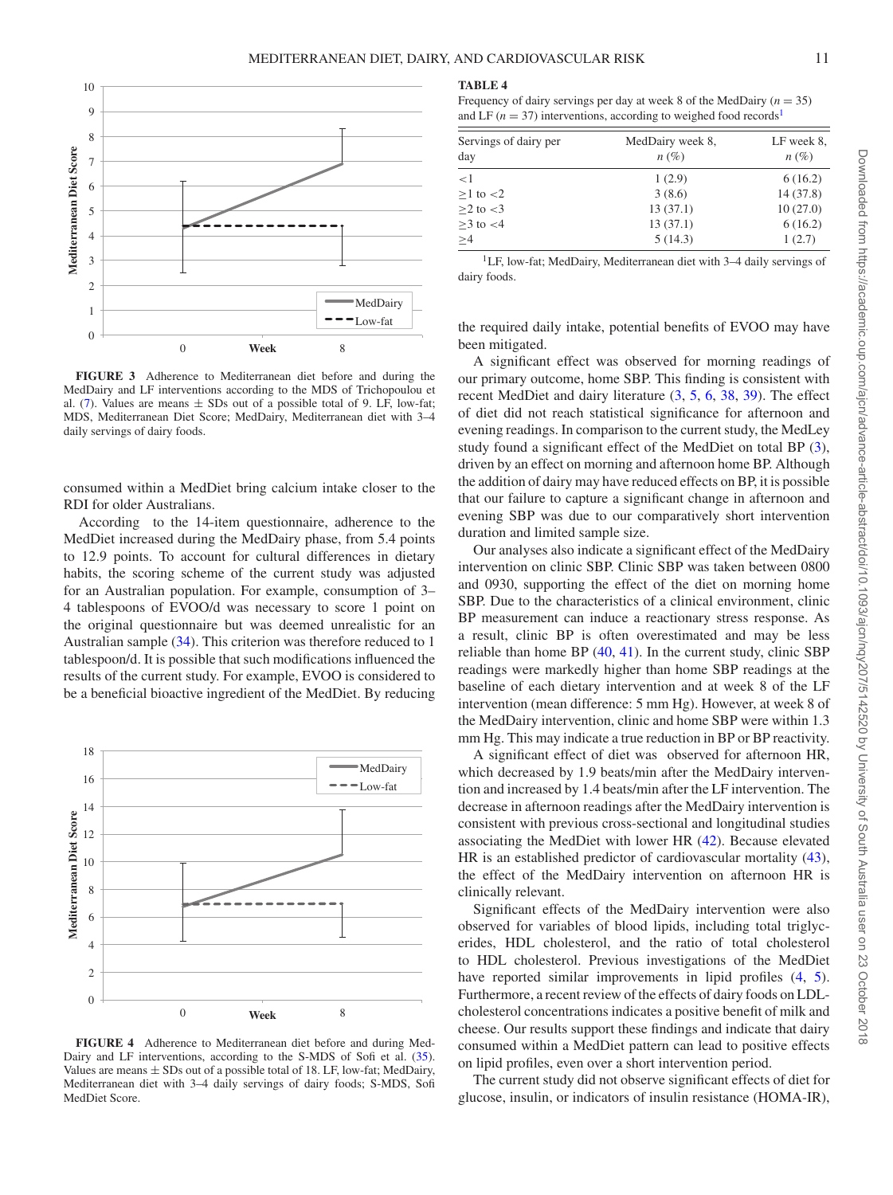FIGURE 3 Adherence to Mediterranean diet before and during the MedDairy and LF interventions according to the MDS of Trichopoulou et al. (7). Values are means ± SDs out of a possible total of 9. LF, low-fat; MDS, Mediterranean Diet Score; MedDairy, Mediterranean diet with 3–4 daily servings of dairy foods.

consumed within a MedDiet bring calcium intake closer to the RDI for older Australians.

According to the 14-item questionnaire, adherence to the MedDiet increased during the MedDairy phase, from 5.4 points to 12.9 points. To account for cultural differences in dietary habits, the scoring scheme of the current study was adjusted for an Australian population. For example, consumption of 3–4 tablespoons of EVOO/d was necessary to score 1 point on the original questionnaire but was deemed unrealistic for an Australian sample (34). This criterion was therefore reduced to 1 tablespoon/d. It is possible that such modifications influenced the results of the current study. For example, EVOO is considered to be a beneficial bioactive ingredient of the MedDiet. By reducing the required daily intake, potential benefits of EVOO may have been mitigated.

FIGURE 4 Adherence to Mediterranean diet before and during MedDairy and LF interventions, according to the S-MDS of Sofi et al. (35). Values are means ± SDs out of a possible total of 18. LF, low-fat; MedDairy, Mediterranean diet with 3–4 daily servings of dairy foods; S-MDS, Sofi MedDiet Score.

**TABLE 4**
Frequency of dairy servings per day at week 8 of the MedDairy ($n = 35$) and LF ($n = 37$) interventions, according to weighed food records[1]

| Servings of dairy per day | MedDairy week 8, n (%) | LF week 8, n (%) |
|---|---|---|
| <1 | 1 (2.9) | 6 (16.2) |
| ≥1 to <2 | 3 (8.6) | 14 (37.8) |
| ≥2 to <3 | 13 (37.1) | 10 (27.0) |
| ≥3 to <4 | 13 (37.1) | 6 (16.2) |
| ≥4 | 5 (14.3) | 1 (2.7) |

[1]LF, low-fat; MedDairy, Mediterranean diet with 3–4 daily servings of dairy foods.

A significant effect was observed for morning readings of our primary outcome, home SBP. This finding is consistent with recent MedDiet and dairy literature (3, 5, 6, 38, 39). The effect of diet did not reach statistical significance for afternoon and evening readings. In comparison to the current study, the MedLey study found a significant effect of the MedDiet on total BP (3), driven by an effect on morning and afternoon home BP. Although the addition of dairy may have reduced effects on BP, it is possible that our failure to capture a significant change in afternoon and evening SBP was due to our comparatively short intervention duration and limited sample size.

Our analyses also indicate a significant effect of the MedDairy intervention on clinic SBP. Clinic SBP was taken between 0800 and 0930, supporting the effect of the diet on morning home SBP. Due to the characteristics of a clinical environment, clinic BP measurement can induce a reactionary stress response. As a result, clinic BP is often overestimated and may be less reliable than home BP (40, 41). In the current study, clinic SBP readings were markedly higher than home SBP readings at the baseline of each dietary intervention and at week 8 of the LF intervention (mean difference: 5 mm Hg). However, at week 8 of the MedDairy intervention, clinic and home SBP were within 1.3 mm Hg. This may indicate a true reduction in BP or BP reactivity.

A significant effect of diet was observed for afternoon HR, which decreased by 1.9 beats/min after the MedDairy intervention and increased by 1.4 beats/min after the LF intervention. The decrease in afternoon readings after the MedDairy intervention is consistent with previous cross-sectional and longitudinal studies associating the MedDiet with lower HR (42). Because elevated HR is an established predictor of cardiovascular mortality (43), the effect of the MedDairy intervention on afternoon HR is clinically relevant.

Significant effects of the MedDairy intervention were also observed for variables of blood lipids, including total triglycerides, HDL cholesterol, and the ratio of total cholesterol to HDL cholesterol. Previous investigations of the MedDiet have reported similar improvements in lipid profiles (4, 5). Furthermore, a recent review of the effects of dairy foods on LDL-cholesterol concentrations indicates a positive benefit of milk and cheese. Our results support these findings and indicate that dairy consumed within a MedDiet pattern can lead to positive effects on lipid profiles, even over a short intervention period.

The current study did not observe significant effects of diet for glucose, insulin, or indicators of insulin resistance (HOMA-IR),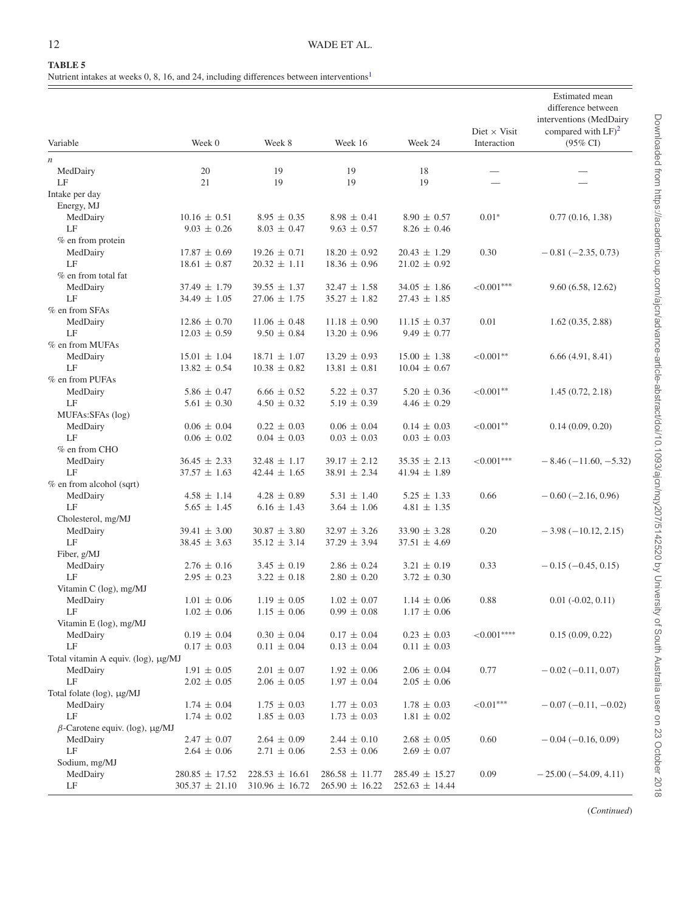**TABLE 5**
Nutrient intakes at weeks 0, 8, 16, and 24, including differences between interventions[1]

| Variable | Week 0 | Week 8 | Week 16 | Week 24 | Diet × Visit Interaction | Estimated mean difference between interventions (MedDairy compared with LF)[2] (95% CI) |
|---|---|---|---|---|---|---|
| *n* | | | | | | |
| MedDairy | 20 | 19 | 19 | 18 | — | — |
| LF | 21 | 19 | 19 | 19 | — | — |
| Intake per day | | | | | | |
| Energy, MJ | | | | | | |
| MedDairy | 10.16 ± 0.51 | 8.95 ± 0.35 | 8.98 ± 0.41 | 8.90 ± 0.57 | 0.01* | 0.77 (0.16, 1.38) |
| LF | 9.03 ± 0.26 | 8.03 ± 0.47 | 9.63 ± 0.57 | 8.26 ± 0.46 | | |
| % en from protein | | | | | | |
| MedDairy | 17.87 ± 0.69 | 19.26 ± 0.71 | 18.20 ± 0.92 | 20.43 ± 1.29 | 0.30 | −0.81 (−2.35, 0.73) |
| LF | 18.61 ± 0.87 | 20.32 ± 1.11 | 18.36 ± 0.96 | 21.02 ± 0.92 | | |
| % en from total fat | | | | | | |
| MedDairy | 37.49 ± 1.79 | 39.55 ± 1.37 | 32.47 ± 1.58 | 34.05 ± 1.86 | <0.001*** | 9.60 (6.58, 12.62) |
| LF | 34.49 ± 1.05 | 27.06 ± 1.75 | 35.27 ± 1.82 | 27.43 ± 1.85 | | |
| % en from SFAs | | | | | | |
| MedDairy | 12.86 ± 0.70 | 11.06 ± 0.48 | 11.18 ± 0.90 | 11.15 ± 0.37 | 0.01 | 1.62 (0.35, 2.88) |
| LF | 12.03 ± 0.59 | 9.50 ± 0.84 | 13.20 ± 0.96 | 9.49 ± 0.77 | | |
| % en from MUFAs | | | | | | |
| MedDairy | 15.01 ± 1.04 | 18.71 ± 1.07 | 13.29 ± 0.93 | 15.00 ± 1.38 | <0.001** | 6.66 (4.91, 8.41) |
| LF | 13.82 ± 0.54 | 10.38 ± 0.82 | 13.81 ± 0.81 | 10.04 ± 0.67 | | |
| % en from PUFAs | | | | | | |
| MedDairy | 5.86 ± 0.47 | 6.66 ± 0.52 | 5.22 ± 0.37 | 5.20 ± 0.36 | <0.001** | 1.45 (0.72, 2.18) |
| LF | 5.61 ± 0.30 | 4.50 ± 0.32 | 5.19 ± 0.39 | 4.46 ± 0.29 | | |
| MUFAs:SFAs (log) | | | | | | |
| MedDairy | 0.06 ± 0.04 | 0.22 ± 0.03 | 0.06 ± 0.04 | 0.14 ± 0.03 | <0.001** | 0.14 (0.09, 0.20) |
| LF | 0.06 ± 0.02 | 0.04 ± 0.03 | 0.03 ± 0.03 | 0.03 ± 0.03 | | |
| % en from CHO | | | | | | |
| MedDairy | 36.45 ± 2.33 | 32.48 ± 1.17 | 39.17 ± 2.12 | 35.35 ± 2.13 | <0.001*** | −8.46 (−11.60, −5.32) |
| LF | 37.57 ± 1.63 | 42.44 ± 1.65 | 38.91 ± 2.34 | 41.94 ± 1.89 | | |
| % en from alcohol (sqrt) | | | | | | |
| MedDairy | 4.58 ± 1.14 | 4.28 ± 0.89 | 5.31 ± 1.40 | 5.25 ± 1.33 | 0.66 | −0.60 (−2.16, 0.96) |
| LF | 5.65 ± 1.45 | 6.16 ± 1.43 | 3.64 ± 1.06 | 4.81 ± 1.35 | | |
| Cholesterol, mg/MJ | | | | | | |
| MedDairy | 39.41 ± 3.00 | 30.87 ± 3.80 | 32.97 ± 3.26 | 33.90 ± 3.28 | 0.20 | −3.98 (−10.12, 2.15) |
| LF | 38.45 ± 3.63 | 35.12 ± 3.14 | 37.29 ± 3.94 | 37.51 ± 4.69 | | |
| Fiber, g/MJ | | | | | | |
| MedDairy | 2.76 ± 0.16 | 3.45 ± 0.19 | 2.86 ± 0.24 | 3.21 ± 0.19 | 0.33 | −0.15 (−0.45, 0.15) |
| LF | 2.95 ± 0.23 | 3.22 ± 0.18 | 2.80 ± 0.20 | 3.72 ± 0.30 | | |
| Vitamin C (log), mg/MJ | | | | | | |
| MedDairy | 1.01 ± 0.06 | 1.19 ± 0.05 | 1.02 ± 0.07 | 1.14 ± 0.06 | 0.88 | 0.01 (-0.02, 0.11) |
| LF | 1.02 ± 0.06 | 1.15 ± 0.06 | 0.99 ± 0.08 | 1.17 ± 0.06 | | |
| Vitamin E (log), mg/MJ | | | | | | |
| MedDairy | 0.19 ± 0.04 | 0.30 ± 0.04 | 0.17 ± 0.04 | 0.23 ± 0.03 | <0.001**** | 0.15 (0.09, 0.22) |
| LF | 0.17 ± 0.03 | 0.11 ± 0.04 | 0.13 ± 0.04 | 0.11 ± 0.03 | | |
| Total vitamin A equiv. (log), μg/MJ | | | | | | |
| MedDairy | 1.91 ± 0.05 | 2.01 ± 0.07 | 1.92 ± 0.06 | 2.06 ± 0.04 | 0.77 | −0.02 (−0.11, 0.07) |
| LF | 2.02 ± 0.05 | 2.06 ± 0.05 | 1.97 ± 0.04 | 2.05 ± 0.06 | | |
| Total folate (log), μg/MJ | | | | | | |
| MedDairy | 1.74 ± 0.04 | 1.75 ± 0.03 | 1.77 ± 0.03 | 1.78 ± 0.03 | <0.01*** | −0.07 (−0.11, −0.02) |
| LF | 1.74 ± 0.02 | 1.85 ± 0.03 | 1.73 ± 0.03 | 1.81 ± 0.02 | | |
| β-Carotene equiv. (log), μg/MJ | | | | | | |
| MedDairy | 2.47 ± 0.07 | 2.64 ± 0.09 | 2.44 ± 0.10 | 2.68 ± 0.05 | 0.60 | −0.04 (−0.16, 0.09) |
| LF | 2.64 ± 0.06 | 2.71 ± 0.06 | 2.53 ± 0.06 | 2.69 ± 0.07 | | |
| Sodium, mg/MJ | | | | | | |
| MedDairy | 280.85 ± 17.52 | 228.53 ± 16.61 | 286.58 ± 11.77 | 285.49 ± 15.27 | 0.09 | −25.00 (−54.09, 4.11) |
| LF | 305.37 ± 21.10 | 310.96 ± 16.72 | 265.90 ± 16.22 | 252.63 ± 14.44 | | |

(*Continued*)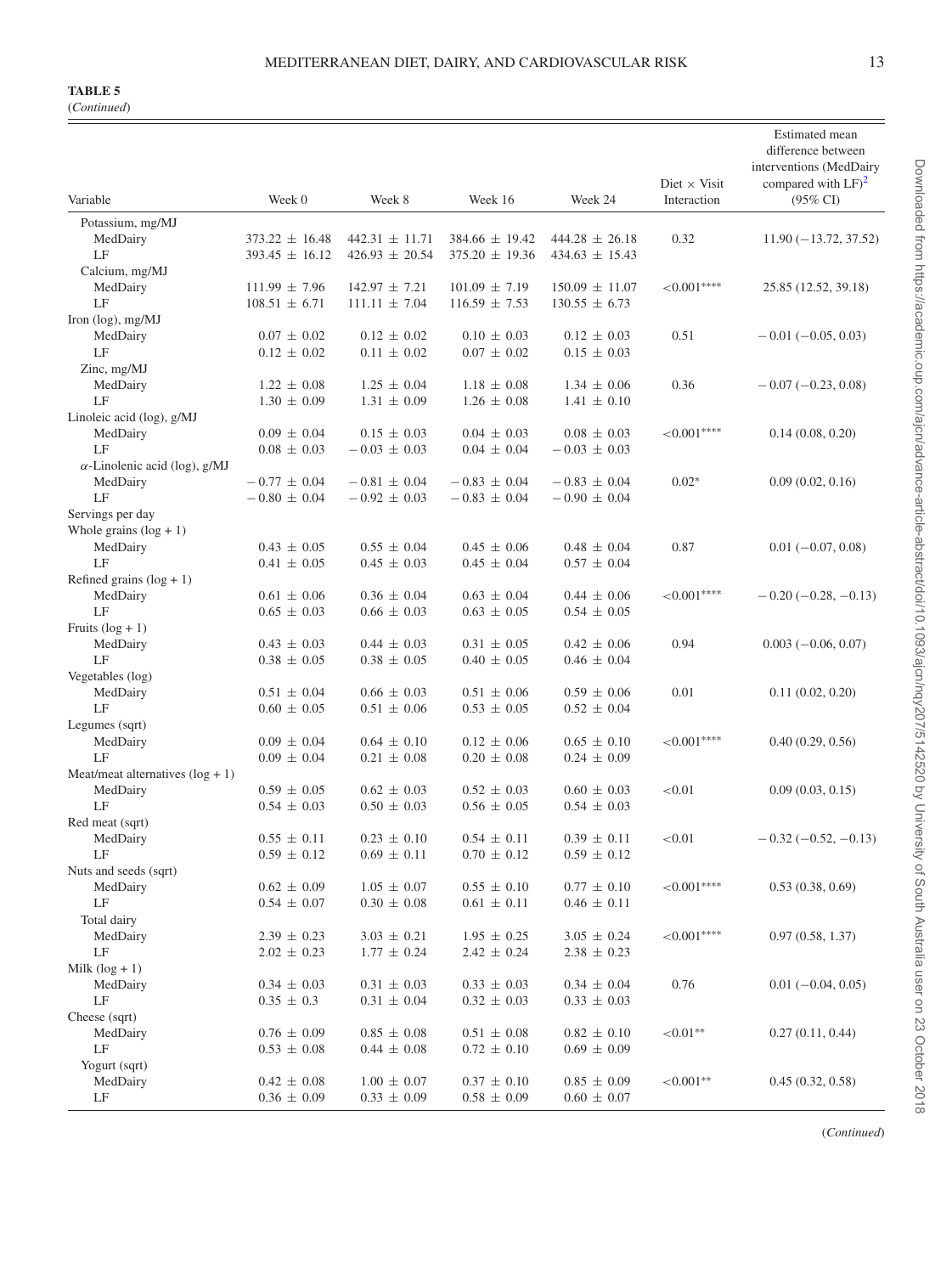**TABLE 5**
(*Continued*)

| Variable | Week 0 | Week 8 | Week 16 | Week 24 | Diet × Visit Interaction | Estimated mean difference between interventions (MedDairy compared with LF)[2] (95% CI) |
|---|---|---|---|---|---|---|
| Potassium, mg/MJ | | | | | | |
| MedDairy | 373.22 ± 16.48 | 442.31 ± 11.71 | 384.66 ± 19.42 | 444.28 ± 26.18 | 0.32 | 11.90 (−13.72, 37.52) |
| LF | 393.45 ± 16.12 | 426.93 ± 20.54 | 375.20 ± 19.36 | 434.63 ± 15.43 | | |
| Calcium, mg/MJ | | | | | | |
| MedDairy | 111.99 ± 7.96 | 142.97 ± 7.21 | 101.09 ± 7.19 | 150.09 ± 11.07 | <0.001**** | 25.85 (12.52, 39.18) |
| LF | 108.51 ± 6.71 | 111.11 ± 7.04 | 116.59 ± 7.53 | 130.55 ± 6.73 | | |
| Iron (log), mg/MJ | | | | | | |
| MedDairy | 0.07 ± 0.02 | 0.12 ± 0.02 | 0.10 ± 0.03 | 0.12 ± 0.03 | 0.51 | −0.01 (−0.05, 0.03) |
| LF | 0.12 ± 0.02 | 0.11 ± 0.02 | 0.07 ± 0.02 | 0.15 ± 0.03 | | |
| Zinc, mg/MJ | | | | | | |
| MedDairy | 1.22 ± 0.08 | 1.25 ± 0.04 | 1.18 ± 0.08 | 1.34 ± 0.06 | 0.36 | −0.07 (−0.23, 0.08) |
| LF | 1.30 ± 0.09 | 1.31 ± 0.09 | 1.26 ± 0.08 | 1.41 ± 0.10 | | |
| Linoleic acid (log), g/MJ | | | | | | |
| MedDairy | 0.09 ± 0.04 | 0.15 ± 0.03 | 0.04 ± 0.03 | 0.08 ± 0.03 | <0.001**** | 0.14 (0.08, 0.20) |
| LF | 0.08 ± 0.03 | −0.03 ± 0.03 | 0.04 ± 0.04 | −0.03 ± 0.03 | | |
| α-Linolenic acid (log), g/MJ | | | | | | |
| MedDairy | −0.77 ± 0.04 | −0.81 ± 0.04 | −0.83 ± 0.04 | −0.83 ± 0.04 | 0.02* | 0.09 (0.02, 0.16) |
| LF | −0.80 ± 0.04 | −0.92 ± 0.03 | −0.83 ± 0.04 | −0.90 ± 0.04 | | |
| Servings per day | | | | | | |
| Whole grains (log + 1) | | | | | | |
| MedDairy | 0.43 ± 0.05 | 0.55 ± 0.04 | 0.45 ± 0.06 | 0.48 ± 0.04 | 0.87 | 0.01 (−0.07, 0.08) |
| LF | 0.41 ± 0.05 | 0.45 ± 0.03 | 0.45 ± 0.04 | 0.57 ± 0.04 | | |
| Refined grains (log + 1) | | | | | | |
| MedDairy | 0.61 ± 0.06 | 0.36 ± 0.04 | 0.63 ± 0.04 | 0.44 ± 0.06 | <0.001**** | −0.20 (−0.28, −0.13) |
| LF | 0.65 ± 0.03 | 0.66 ± 0.03 | 0.63 ± 0.05 | 0.54 ± 0.05 | | |
| Fruits (log + 1) | | | | | | |
| MedDairy | 0.43 ± 0.03 | 0.44 ± 0.03 | 0.31 ± 0.05 | 0.42 ± 0.06 | 0.94 | 0.003 (−0.06, 0.07) |
| LF | 0.38 ± 0.05 | 0.38 ± 0.05 | 0.40 ± 0.05 | 0.46 ± 0.04 | | |
| Vegetables (log) | | | | | | |
| MedDairy | 0.51 ± 0.04 | 0.66 ± 0.03 | 0.51 ± 0.06 | 0.59 ± 0.06 | 0.01 | 0.11 (0.02, 0.20) |
| LF | 0.60 ± 0.05 | 0.51 ± 0.06 | 0.53 ± 0.05 | 0.52 ± 0.04 | | |
| Legumes (sqrt) | | | | | | |
| MedDairy | 0.09 ± 0.04 | 0.64 ± 0.10 | 0.12 ± 0.06 | 0.65 ± 0.10 | <0.001**** | 0.40 (0.29, 0.56) |
| LF | 0.09 ± 0.04 | 0.21 ± 0.08 | 0.20 ± 0.08 | 0.24 ± 0.09 | | |
| Meat/meat alternatives (log + 1) | | | | | | |
| MedDairy | 0.59 ± 0.05 | 0.62 ± 0.03 | 0.52 ± 0.03 | 0.60 ± 0.03 | <0.01 | 0.09 (0.03, 0.15) |
| LF | 0.54 ± 0.03 | 0.50 ± 0.03 | 0.56 ± 0.05 | 0.54 ± 0.03 | | |
| Red meat (sqrt) | | | | | | |
| MedDairy | 0.55 ± 0.11 | 0.23 ± 0.10 | 0.54 ± 0.11 | 0.39 ± 0.11 | <0.01 | −0.32 (−0.52, −0.13) |
| LF | 0.59 ± 0.12 | 0.69 ± 0.11 | 0.70 ± 0.12 | 0.59 ± 0.12 | | |
| Nuts and seeds (sqrt) | | | | | | |
| MedDairy | 0.62 ± 0.09 | 1.05 ± 0.07 | 0.55 ± 0.10 | 0.77 ± 0.10 | <0.001**** | 0.53 (0.38, 0.69) |
| LF | 0.54 ± 0.07 | 0.30 ± 0.08 | 0.61 ± 0.11 | 0.46 ± 0.11 | | |
| Total dairy | | | | | | |
| MedDairy | 2.39 ± 0.23 | 3.03 ± 0.21 | 1.95 ± 0.25 | 3.05 ± 0.24 | <0.001**** | 0.97 (0.58, 1.37) |
| LF | 2.02 ± 0.23 | 1.77 ± 0.24 | 2.42 ± 0.24 | 2.38 ± 0.23 | | |
| Milk (log + 1) | | | | | | |
| MedDairy | 0.34 ± 0.03 | 0.31 ± 0.03 | 0.33 ± 0.03 | 0.34 ± 0.04 | 0.76 | 0.01 (−0.04, 0.05) |
| LF | 0.35 ± 0.3 | 0.31 ± 0.04 | 0.32 ± 0.03 | 0.33 ± 0.03 | | |
| Cheese (sqrt) | | | | | | |
| MedDairy | 0.76 ± 0.09 | 0.85 ± 0.08 | 0.51 ± 0.08 | 0.82 ± 0.10 | <0.01** | 0.27 (0.11, 0.44) |
| LF | 0.53 ± 0.08 | 0.44 ± 0.08 | 0.72 ± 0.10 | 0.69 ± 0.09 | | |
| Yogurt (sqrt) | | | | | | |
| MedDairy | 0.42 ± 0.08 | 1.00 ± 0.07 | 0.37 ± 0.10 | 0.85 ± 0.09 | <0.001** | 0.45 (0.32, 0.58) |
| LF | 0.36 ± 0.09 | 0.33 ± 0.09 | 0.58 ± 0.09 | 0.60 ± 0.07 | | |

(*Continued*)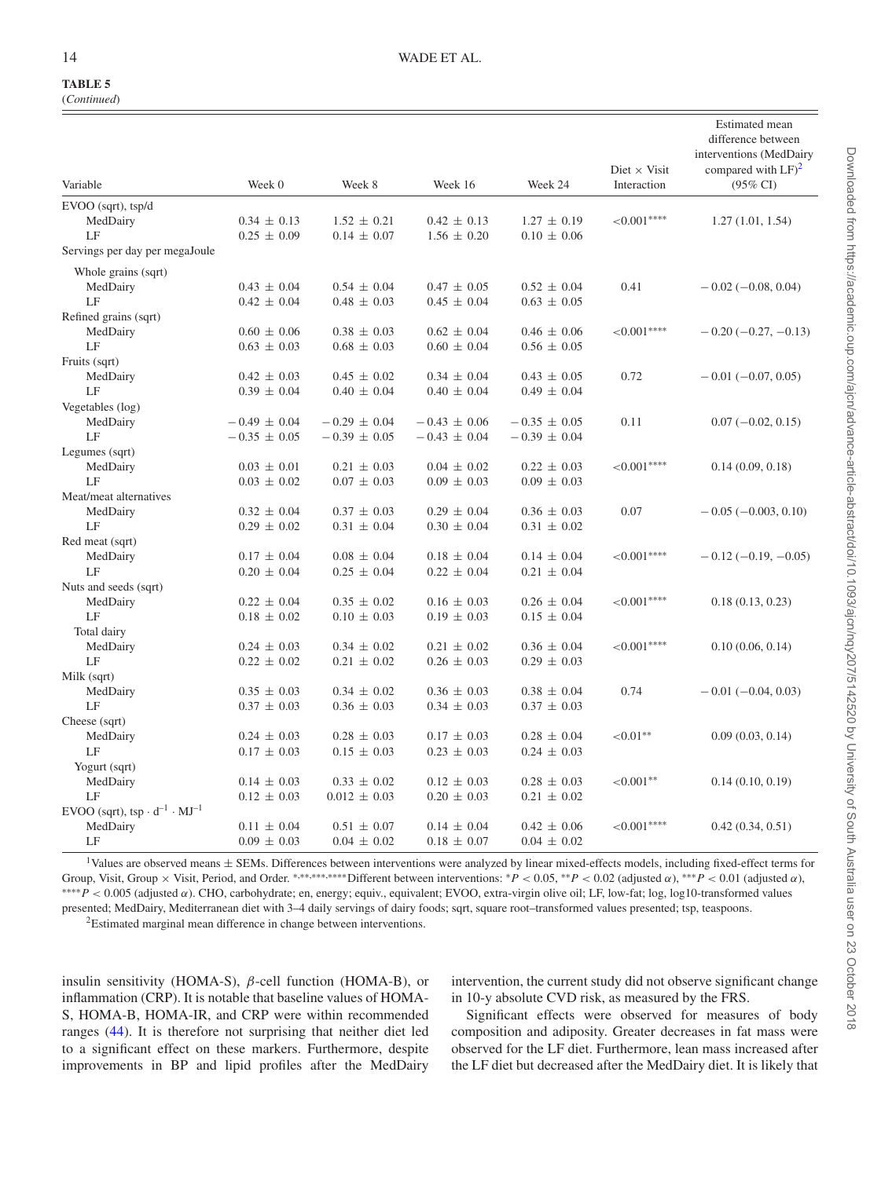**TABLE 5**
(*Continued*)

| Variable | Week 0 | Week 8 | Week 16 | Week 24 | Diet × Visit Interaction | Estimated mean difference between interventions (MedDairy compared with LF)[2] (95% CI) |
|---|---|---|---|---|---|---|
| EVOO (sqrt), tsp/d | | | | | | |
| MedDairy | 0.34 ± 0.13 | 1.52 ± 0.21 | 0.42 ± 0.13 | 1.27 ± 0.19 | <0.001**** | 1.27 (1.01, 1.54) |
| LF | 0.25 ± 0.09 | 0.14 ± 0.07 | 1.56 ± 0.20 | 0.10 ± 0.06 | | |
| Servings per day per megaJoule | | | | | | |
| Whole grains (sqrt) | | | | | | |
| MedDairy | 0.43 ± 0.04 | 0.54 ± 0.04 | 0.47 ± 0.05 | 0.52 ± 0.04 | 0.41 | −0.02 (−0.08, 0.04) |
| LF | 0.42 ± 0.04 | 0.48 ± 0.03 | 0.45 ± 0.04 | 0.63 ± 0.05 | | |
| Refined grains (sqrt) | | | | | | |
| MedDairy | 0.60 ± 0.06 | 0.38 ± 0.03 | 0.62 ± 0.04 | 0.46 ± 0.06 | <0.001**** | −0.20 (−0.27, −0.13) |
| LF | 0.63 ± 0.03 | 0.68 ± 0.03 | 0.60 ± 0.04 | 0.56 ± 0.05 | | |
| Fruits (sqrt) | | | | | | |
| MedDairy | 0.42 ± 0.03 | 0.45 ± 0.02 | 0.34 ± 0.04 | 0.43 ± 0.05 | 0.72 | −0.01 (−0.07, 0.05) |
| LF | 0.39 ± 0.04 | 0.40 ± 0.04 | 0.40 ± 0.04 | 0.49 ± 0.04 | | |
| Vegetables (log) | | | | | | |
| MedDairy | −0.49 ± 0.04 | −0.29 ± 0.04 | −0.43 ± 0.06 | −0.35 ± 0.05 | 0.11 | 0.07 (−0.02, 0.15) |
| LF | −0.35 ± 0.05 | −0.39 ± 0.05 | −0.43 ± 0.04 | −0.39 ± 0.04 | | |
| Legumes (sqrt) | | | | | | |
| MedDairy | 0.03 ± 0.01 | 0.21 ± 0.03 | 0.04 ± 0.02 | 0.22 ± 0.03 | <0.001**** | 0.14 (0.09, 0.18) |
| LF | 0.03 ± 0.02 | 0.07 ± 0.03 | 0.09 ± 0.03 | 0.09 ± 0.03 | | |
| Meat/meat alternatives | | | | | | |
| MedDairy | 0.32 ± 0.04 | 0.37 ± 0.03 | 0.29 ± 0.04 | 0.36 ± 0.03 | 0.07 | −0.05 (−0.003, 0.10) |
| LF | 0.29 ± 0.02 | 0.31 ± 0.04 | 0.30 ± 0.04 | 0.31 ± 0.02 | | |
| Red meat (sqrt) | | | | | | |
| MedDairy | 0.17 ± 0.04 | 0.08 ± 0.04 | 0.18 ± 0.04 | 0.14 ± 0.04 | <0.001**** | −0.12 (−0.19, −0.05) |
| LF | 0.20 ± 0.04 | 0.25 ± 0.04 | 0.22 ± 0.04 | 0.21 ± 0.04 | | |
| Nuts and seeds (sqrt) | | | | | | |
| MedDairy | 0.22 ± 0.04 | 0.35 ± 0.02 | 0.16 ± 0.03 | 0.26 ± 0.04 | <0.001**** | 0.18 (0.13, 0.23) |
| LF | 0.18 ± 0.02 | 0.10 ± 0.03 | 0.19 ± 0.03 | 0.15 ± 0.04 | | |
| Total dairy | | | | | | |
| MedDairy | 0.24 ± 0.03 | 0.34 ± 0.02 | 0.21 ± 0.02 | 0.36 ± 0.04 | <0.001**** | 0.10 (0.06, 0.14) |
| LF | 0.22 ± 0.02 | 0.21 ± 0.02 | 0.26 ± 0.03 | 0.29 ± 0.03 | | |
| Milk (sqrt) | | | | | | |
| MedDairy | 0.35 ± 0.03 | 0.34 ± 0.02 | 0.36 ± 0.03 | 0.38 ± 0.04 | 0.74 | −0.01 (−0.04, 0.03) |
| LF | 0.37 ± 0.03 | 0.36 ± 0.03 | 0.34 ± 0.03 | 0.37 ± 0.03 | | |
| Cheese (sqrt) | | | | | | |
| MedDairy | 0.24 ± 0.03 | 0.28 ± 0.03 | 0.17 ± 0.03 | 0.28 ± 0.04 | <0.01** | 0.09 (0.03, 0.14) |
| LF | 0.17 ± 0.03 | 0.15 ± 0.03 | 0.23 ± 0.03 | 0.24 ± 0.03 | | |
| Yogurt (sqrt) | | | | | | |
| MedDairy | 0.14 ± 0.03 | 0.33 ± 0.02 | 0.12 ± 0.03 | 0.28 ± 0.03 | <0.001** | 0.14 (0.10, 0.19) |
| LF | 0.12 ± 0.03 | 0.012 ± 0.03 | 0.20 ± 0.03 | 0.21 ± 0.02 | | |
| EVOO (sqrt), tsp · $d^{-1}$ · $MJ^{-1}$ | | | | | | |
| MedDairy | 0.11 ± 0.04 | 0.51 ± 0.07 | 0.14 ± 0.04 | 0.42 ± 0.06 | <0.001**** | 0.42 (0.34, 0.51) |
| LF | 0.09 ± 0.03 | 0.04 ± 0.02 | 0.18 ± 0.07 | 0.04 ± 0.02 | | |

[1]Values are observed means ± SEMs. Differences between interventions were analyzed by linear mixed-effects models, including fixed-effect terms for Group, Visit, Group × Visit, Period, and Order. *,**,***,****Different between interventions: *$P < 0.05$, **$P < 0.02$ (adjusted $\alpha$), ***$P < 0.01$ (adjusted $\alpha$), ****$P < 0.005$ (adjusted $\alpha$). CHO, carbohydrate; en, energy; equiv., equivalent; EVOO, extra-virgin olive oil; LF, low-fat; log, log10-transformed values presented; MedDairy, Mediterranean diet with 3–4 daily servings of dairy foods; sqrt, square root–transformed values presented; tsp, teaspoons.

[2]Estimated marginal mean difference in change between interventions.

insulin sensitivity (HOMA-S), $\beta$-cell function (HOMA-B), or inflammation (CRP). It is notable that baseline values of HOMA-S, HOMA-B, HOMA-IR, and CRP were within recommended ranges (44). It is therefore not surprising that neither diet led to a significant effect on these markers. Furthermore, despite improvements in BP and lipid profiles after the MedDairy intervention, the current study did not observe significant change in 10-y absolute CVD risk, as measured by the FRS.

Significant effects were observed for measures of body composition and adiposity. Greater decreases in fat mass were observed for the LF diet. Furthermore, lean mass increased after the LF diet but decreased after the MedDairy diet. It is likely that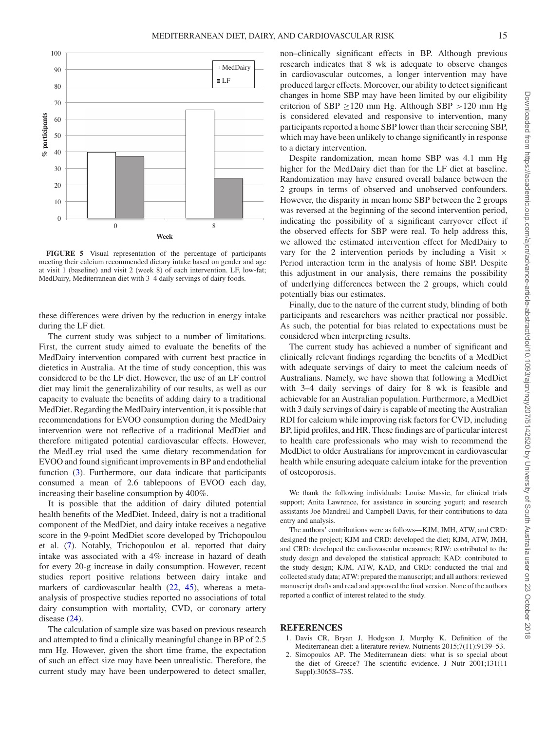FIGURE 5 Visual representation of the percentage of participants meeting their calcium recommended dietary intake based on gender and age at visit 1 (baseline) and visit 2 (week 8) of each intervention. LF, low-fat; MedDairy, Mediterranean diet with 3–4 daily servings of dairy foods.

these differences were driven by the reduction in energy intake during the LF diet.

The current study was subject to a number of limitations. First, the current study aimed to evaluate the benefits of the MedDairy intervention compared with current best practice in dietetics in Australia. At the time of study conception, this was considered to be the LF diet. However, the use of an LF control diet may limit the generalizability of our results, as well as our capacity to evaluate the benefits of adding dairy to a traditional MedDiet. Regarding the MedDairy intervention, it is possible that recommendations for EVOO consumption during the MedDairy intervention were not reflective of a traditional MedDiet and therefore mitigated potential cardiovascular effects. However, the MedLey trial used the same dietary recommendation for EVOO and found significant improvements in BP and endothelial function (3). Furthermore, our data indicate that participants consumed a mean of 2.6 tablepoons of EVOO each day, increasing their baseline consumption by 400%.

It is possible that the addition of dairy diluted potential health benefits of the MedDiet. Indeed, dairy is not a traditional component of the MedDiet, and dairy intake receives a negative score in the 9-point MedDiet score developed by Trichopoulou et al. (7). Notably, Trichopoulou et al. reported that dairy intake was associated with a 4% increase in hazard of death for every 20-g increase in daily consumption. However, recent studies report positive relations between dairy intake and markers of cardiovascular health (22, 45), whereas a meta-analysis of prospective studies reported no associations of total dairy consumption with mortality, CVD, or coronary artery disease (24).

The calculation of sample size was based on previous research and attempted to find a clinically meaningful change in BP of 2.5 mm Hg. However, given the short time frame, the expectation of such an effect size may have been unrealistic. Therefore, the current study may have been underpowered to detect smaller, non–clinically significant effects in BP. Although previous research indicates that 8 wk is adequate to observe changes in cardiovascular outcomes, a longer intervention may have produced larger effects. Moreover, our ability to detect significant changes in home SBP may have been limited by our eligibility criterion of SBP $\geq$120 mm Hg. Although SBP $>$120 mm Hg is considered elevated and responsive to intervention, many participants reported a home SBP lower than their screening SBP, which may have been unlikely to change significantly in response to a dietary intervention.

Despite randomization, mean home SBP was 4.1 mm Hg higher for the MedDairy diet than for the LF diet at baseline. Randomization may have ensured overall balance between the 2 groups in terms of observed and unobserved confounders. However, the disparity in mean home SBP between the 2 groups was reversed at the beginning of the second intervention period, indicating the possibility of a significant carryover effect if the observed effects for SBP were real. To help address this, we allowed the estimated intervention effect for MedDairy to vary for the 2 intervention periods by including a Visit $\times$ Period interaction term in the analysis of home SBP. Despite this adjustment in our analysis, there remains the possibility of underlying differences between the 2 groups, which could potentially bias our estimates.

Finally, due to the nature of the current study, blinding of both participants and researchers was neither practical nor possible. As such, the potential for bias related to expectations must be considered when interpreting results.

The current study has achieved a number of significant and clinically relevant findings regarding the benefits of a MedDiet with adequate servings of dairy to meet the calcium needs of Australians. Namely, we have shown that following a MedDiet with 3–4 daily servings of dairy for 8 wk is feasible and achievable for an Australian population. Furthermore, a MedDiet with 3 daily servings of dairy is capable of meeting the Australian RDI for calcium while improving risk factors for CVD, including BP, lipid profiles, and HR. These findings are of particular interest to health care professionals who may wish to recommend the MedDiet to older Australians for improvement in cardiovascular health while ensuring adequate calcium intake for the prevention of osteoporosis.

We thank the following individuals: Louise Massie, for clinical trials support; Anita Lawrence, for assistance in sourcing yogurt; and research assistants Joe Mandrell and Campbell Davis, for their contributions to data entry and analysis.

The authors' contributions were as follows—KJM, JMH, ATW, and CRD: designed the project; KJM and CRD: developed the diet; KJM, ATW, JMH, and CRD: developed the clinical measures; RJW: contributed to the study design and developed the statistical approach; KAD: contributed to the study design; KJM, ATW, KAD, and CRD: conducted the trial and collected study data; ATW: prepared the manuscript; and all authors: reviewed manuscript drafts and read and approved the final version. None of the authors reported a conflict of interest related to the study.

## REFERENCES

1. Davis CR, Bryan J, Hodgson J, Murphy K. Definition of the Mediterranean diet: a literature review. Nutrients 2015;7(11):9139–53.
2. Simopoulos AP. The Mediterranean diets: what is so special about the diet of Greece? The scientific evidence. J Nutr 2001;131(11 Suppl):3065S–73S.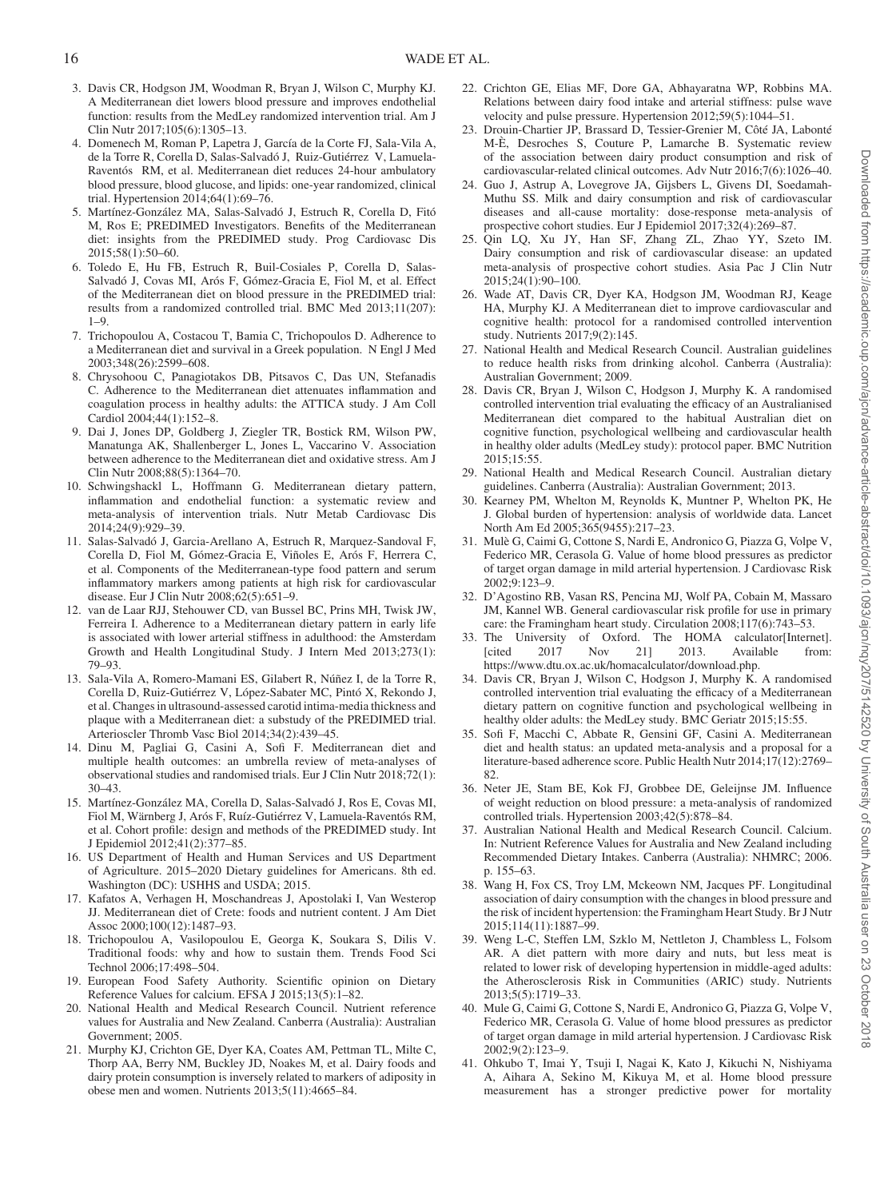3. Davis CR, Hodgson JM, Woodman R, Bryan J, Wilson C, Murphy KJ. A Mediterranean diet lowers blood pressure and improves endothelial function: results from the MedLey randomized intervention trial. Am J Clin Nutr 2017;105(6):1305–13.
4. Domenech M, Roman P, Lapetra J, García de la Corte FJ, Sala-Vila A, de la Torre R, Corella D, Salas-Salvadó J, Ruiz-Gutiérrez V, Lamuela-Raventós RM, et al. Mediterranean diet reduces 24-hour ambulatory blood pressure, blood glucose, and lipids: one-year randomized, clinical trial. Hypertension 2014;64(1):69–76.
5. Martínez-González MA, Salas-Salvadó J, Estruch R, Corella D, Fitó M, Ros E; PREDIMED Investigators. Benefits of the Mediterranean diet: insights from the PREDIMED study. Prog Cardiovasc Dis 2015;58(1):50–60.
6. Toledo E, Hu FB, Estruch R, Buil-Cosiales P, Corella D, Salas-Salvadó J, Covas MI, Arós F, Gómez-Gracia E, Fiol M, et al. Effect of the Mediterranean diet on blood pressure in the PREDIMED trial: results from a randomized controlled trial. BMC Med 2013;11(207): 1–9.
7. Trichopoulou A, Costacou T, Bamia C, Trichopoulos D. Adherence to a Mediterranean diet and survival in a Greek population. N Engl J Med 2003;348(26):2599–608.
8. Chrysohoou C, Panagiotakos DB, Pitsavos C, Das UN, Stefanadis C. Adherence to the Mediterranean diet attenuates inflammation and coagulation process in healthy adults: the ATTICA study. J Am Coll Cardiol 2004;44(1):152–8.
9. Dai J, Jones DP, Goldberg J, Ziegler TR, Bostick RM, Wilson PW, Manatunga AK, Shallenberger L, Jones L, Vaccarino V. Association between adherence to the Mediterranean diet and oxidative stress. Am J Clin Nutr 2008;88(5):1364–70.
10. Schwingshackl L, Hoffmann G. Mediterranean dietary pattern, inflammation and endothelial function: a systematic review and meta-analysis of intervention trials. Nutr Metab Cardiovasc Dis 2014;24(9):929–39.
11. Salas-Salvadó J, Garcia-Arellano A, Estruch R, Marquez-Sandoval F, Corella D, Fiol M, Gómez-Gracia E, Viñoles E, Arós F, Herrera C, et al. Components of the Mediterranean-type food pattern and serum inflammatory markers among patients at high risk for cardiovascular disease. Eur J Clin Nutr 2008;62(5):651–9.
12. van de Laar RJJ, Stehouwer CD, van Bussel BC, Prins MH, Twisk JW, Ferreira I. Adherence to a Mediterranean dietary pattern in early life is associated with lower arterial stiffness in adulthood: the Amsterdam Growth and Health Longitudinal Study. J Intern Med 2013;273(1): 79–93.
13. Sala-Vila A, Romero-Mamani ES, Gilabert R, Núñez I, de la Torre R, Corella D, Ruiz-Gutiérrez V, López-Sabater MC, Pintó X, Rekondo J, et al. Changes in ultrasound-assessed carotid intima-media thickness and plaque with a Mediterranean diet: a substudy of the PREDIMED trial. Arterioscler Thromb Vasc Biol 2014;34(2):439–45.
14. Dinu M, Pagliai G, Casini A, Sofi F. Mediterranean diet and multiple health outcomes: an umbrella review of meta-analyses of observational studies and randomised trials. Eur J Clin Nutr 2018;72(1): 30–43.
15. Martínez-González MA, Corella D, Salas-Salvadó J, Ros E, Covas MI, Fiol M, Wärnberg J, Arós F, Ruíz-Gutiérrez V, Lamuela-Raventós RM, et al. Cohort profile: design and methods of the PREDIMED study. Int J Epidemiol 2012;41(2):377–85.
16. US Department of Health and Human Services and US Department of Agriculture. 2015–2020 Dietary guidelines for Americans. 8th ed. Washington (DC): USHHS and USDA; 2015.
17. Kafatos A, Verhagen H, Moschandreas J, Apostolaki I, Van Westerop JJ. Mediterranean diet of Crete: foods and nutrient content. J Am Diet Assoc 2000;100(12):1487–93.
18. Trichopoulou A, Vasilopoulou E, Georga K, Soukara S, Dilis V. Traditional foods: why and how to sustain them. Trends Food Sci Technol 2006;17:498–504.
19. European Food Safety Authority. Scientific opinion on Dietary Reference Values for calcium. EFSA J 2015;13(5):1–82.
20. National Health and Medical Research Council. Nutrient reference values for Australia and New Zealand. Canberra (Australia): Australian Government; 2005.
21. Murphy KJ, Crichton GE, Dyer KA, Coates AM, Pettman TL, Milte C, Thorp AA, Berry NM, Buckley JD, Noakes M, et al. Dairy foods and dairy protein consumption is inversely related to markers of adiposity in obese men and women. Nutrients 2013;5(11):4665–84.
22. Crichton GE, Elias MF, Dore GA, Abhayaratna WP, Robbins MA. Relations between dairy food intake and arterial stiffness: pulse wave velocity and pulse pressure. Hypertension 2012;59(5):1044–51.
23. Drouin-Chartier JP, Brassard D, Tessier-Grenier M, Côté JA, Labonté M-È, Desroches S, Couture P, Lamarche B. Systematic review of the association between dairy product consumption and risk of cardiovascular-related clinical outcomes. Adv Nutr 2016;7(6):1026–40.
24. Guo J, Astrup A, Lovegrove JA, Gijsbers L, Givens DI, Soedamah-Muthu SS. Milk and dairy consumption and risk of cardiovascular diseases and all-cause mortality: dose-response meta-analysis of prospective cohort studies. Eur J Epidemiol 2017;32(4):269–87.
25. Qin LQ, Xu JY, Han SF, Zhang ZL, Zhao YY, Szeto IM. Dairy consumption and risk of cardiovascular disease: an updated meta-analysis of prospective cohort studies. Asia Pac J Clin Nutr 2015;24(1):90–100.
26. Wade AT, Davis CR, Dyer KA, Hodgson JM, Woodman RJ, Keage HA, Murphy KJ. A Mediterranean diet to improve cardiovascular and cognitive health: protocol for a randomised controlled intervention study. Nutrients 2017;9(2):145.
27. National Health and Medical Research Council. Australian guidelines to reduce health risks from drinking alcohol. Canberra (Australia): Australian Government; 2009.
28. Davis CR, Bryan J, Wilson C, Hodgson J, Murphy K. A randomised controlled intervention trial evaluating the efficacy of an Australianised Mediterranean diet compared to the habitual Australian diet on cognitive function, psychological wellbeing and cardiovascular health in healthy older adults (MedLey study): protocol paper. BMC Nutrition 2015;15:55.
29. National Health and Medical Research Council. Australian dietary guidelines. Canberra (Australia): Australian Government; 2013.
30. Kearney PM, Whelton M, Reynolds K, Muntner P, Whelton PK, He J. Global burden of hypertension: analysis of worldwide data. Lancet North Am Ed 2005;365(9455):217–23.
31. Mulè G, Caimi G, Cottone S, Nardi E, Andronico G, Piazza G, Volpe V, Federico MR, Cerasola G. Value of home blood pressures as predictor of target organ damage in mild arterial hypertension. J Cardiovasc Risk 2002;9:123–9.
32. D'Agostino RB, Vasan RS, Pencina MJ, Wolf PA, Cobain M, Massaro JM, Kannel WB. General cardiovascular risk profile for use in primary care: the Framingham heart study. Circulation 2008;117(6):743–53.
33. The University of Oxford. The HOMA calculator[Internet]. [cited 2017 Nov 21] 2013. Available from: https://www.dtu.ox.ac.uk/homacalculator/download.php.
34. Davis CR, Bryan J, Wilson C, Hodgson J, Murphy K. A randomised controlled intervention trial evaluating the efficacy of a Mediterranean dietary pattern on cognitive function and psychological wellbeing in healthy older adults: the MedLey study. BMC Geriatr 2015;15:55.
35. Sofi F, Macchi C, Abbate R, Gensini GF, Casini A. Mediterranean diet and health status: an updated meta-analysis and a proposal for a literature-based adherence score. Public Health Nutr 2014;17(12):2769–82.
36. Neter JE, Stam BE, Kok FJ, Grobbee DE, Geleijnse JM. Influence of weight reduction on blood pressure: a meta-analysis of randomized controlled trials. Hypertension 2003;42(5):878–84.
37. Australian National Health and Medical Research Council. Calcium. In: Nutrient Reference Values for Australia and New Zealand including Recommended Dietary Intakes. Canberra (Australia): NHMRC; 2006. p. 155–63.
38. Wang H, Fox CS, Troy LM, Mckeown NM, Jacques PF. Longitudinal association of dairy consumption with the changes in blood pressure and the risk of incident hypertension: the Framingham Heart Study. Br J Nutr 2015;114(11):1887–99.
39. Weng L-C, Steffen LM, Szklo M, Nettleton J, Chambless L, Folsom AR. A diet pattern with more dairy and nuts, but less meat is related to lower risk of developing hypertension in middle-aged adults: the Atherosclerosis Risk in Communities (ARIC) study. Nutrients 2013;5(5):1719–33.
40. Mule G, Caimi G, Cottone S, Nardi E, Andronico G, Piazza G, Volpe V, Federico MR, Cerasola G. Value of home blood pressures as predictor of target organ damage in mild arterial hypertension. J Cardiovasc Risk 2002;9(2):123–9.
41. Ohkubo T, Imai Y, Tsuji I, Nagai K, Kato J, Kikuchi N, Nishiyama A, Aihara A, Sekino M, Kikuya M, et al. Home blood pressure measurement has a stronger predictive power for mortality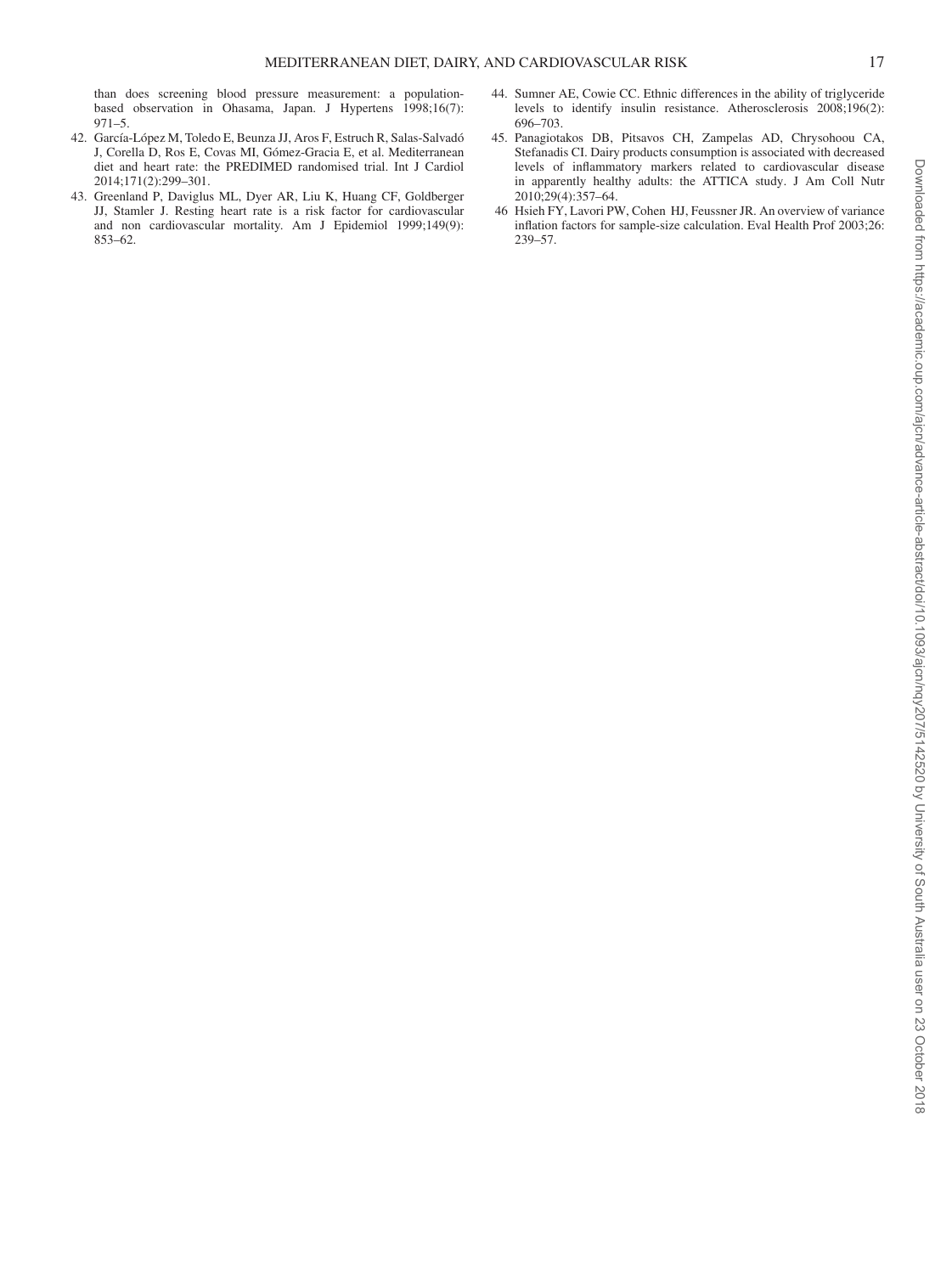than does screening blood pressure measurement: a population-based observation in Ohasama, Japan. J Hypertens 1998;16(7): 971–5.

42. García-López M, Toledo E, Beunza JJ, Aros F, Estruch R, Salas-Salvadó J, Corella D, Ros E, Covas MI, Gómez-Gracia E, et al. Mediterranean diet and heart rate: the PREDIMED randomised trial. Int J Cardiol 2014;171(2):299–301.
43. Greenland P, Daviglus ML, Dyer AR, Liu K, Huang CF, Goldberger JJ, Stamler J. Resting heart rate is a risk factor for cardiovascular and non cardiovascular mortality. Am J Epidemiol 1999;149(9): 853–62.
44. Sumner AE, Cowie CC. Ethnic differences in the ability of triglyceride levels to identify insulin resistance. Atherosclerosis 2008;196(2): 696–703.
45. Panagiotakos DB, Pitsavos CH, Zampelas AD, Chrysohoou CA, Stefanadis CI. Dairy products consumption is associated with decreased levels of inflammatory markers related to cardiovascular disease in apparently healthy adults: the ATTICA study. J Am Coll Nutr 2010;29(4):357–64.
46 Hsieh FY, Lavori PW, Cohen HJ, Feussner JR. An overview of variance inflation factors for sample-size calculation. Eval Health Prof 2003;26: 239–57.